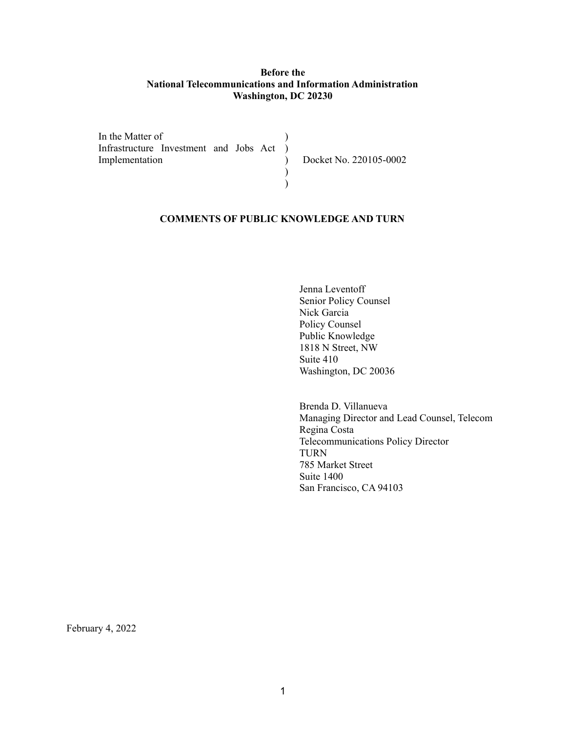**Before the**
**National Telecommunications and Information Administration**
**Washington, DC 20230**

| | | |
|---|---|---|
| In the Matter of | ) | |
| Infrastructure Investment and Jobs Act | ) | |
| Implementation | ) | Docket No. 220105-0002 |
| | ) | |
| | ) | |

**COMMENTS OF PUBLIC KNOWLEDGE AND TURN**

Jenna Leventoff
Senior Policy Counsel
Nick Garcia
Policy Counsel
Public Knowledge
1818 N Street, NW
Suite 410
Washington, DC 20036

Brenda D. Villanueva
Managing Director and Lead Counsel, Telecom
Regina Costa
Telecommunications Policy Director
TURN
785 Market Street
Suite 1400
San Francisco, CA 94103

February 4, 2022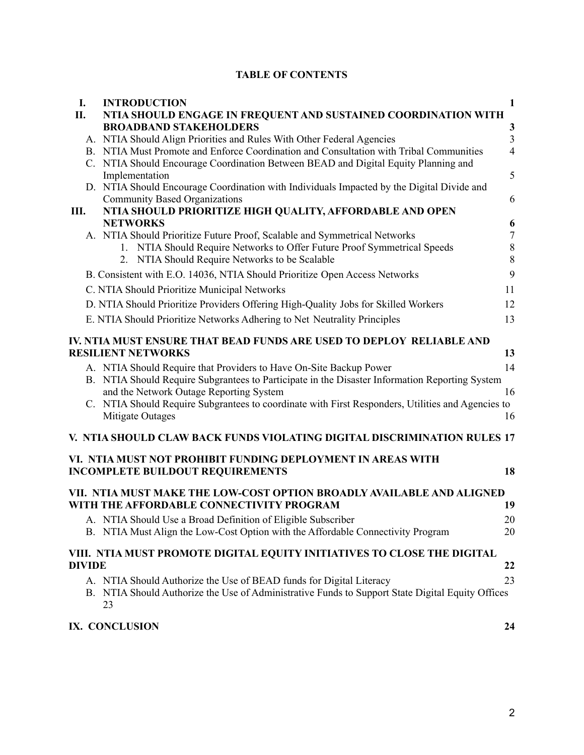**TABLE OF CONTENTS**

| | | |
|---|---|---|
| **I.** | **INTRODUCTION** | **1** |
| **II.** | **NTIA SHOULD ENGAGE IN FREQUENT AND SUSTAINED COORDINATION WITH BROADBAND STAKEHOLDERS** | **3** |
| | A. NTIA Should Align Priorities and Rules With Other Federal Agencies | 3 |
| | B. NTIA Must Promote and Enforce Coordination and Consultation with Tribal Communities | 4 |
| | C. NTIA Should Encourage Coordination Between BEAD and Digital Equity Planning and Implementation | 5 |
| | D. NTIA Should Encourage Coordination with Individuals Impacted by the Digital Divide and Community Based Organizations | 6 |
| **III.** | **NTIA SHOULD PRIORITIZE HIGH QUALITY, AFFORDABLE AND OPEN NETWORKS** | **6** |
| | A. NTIA Should Prioritize Future Proof, Scalable and Symmetrical Networks | 7 |
| | 1. NTIA Should Require Networks to Offer Future Proof Symmetrical Speeds | 8 |
| | 2. NTIA Should Require Networks to be Scalable | 8 |
| | B. Consistent with E.O. 14036, NTIA Should Prioritize Open Access Networks | 9 |
| | C. NTIA Should Prioritize Municipal Networks | 11 |
| | D. NTIA Should Prioritize Providers Offering High-Quality Jobs for Skilled Workers | 12 |
| | E. NTIA Should Prioritize Networks Adhering to Net Neutrality Principles | 13 |
| **IV.** | **NTIA MUST ENSURE THAT BEAD FUNDS ARE USED TO DEPLOY RELIABLE AND RESILIENT NETWORKS** | **13** |
| | A. NTIA Should Require that Providers to Have On-Site Backup Power | 14 |
| | B. NTIA Should Require Subgrantees to Participate in the Disaster Information Reporting System and the Network Outage Reporting System | 16 |
| | C. NTIA Should Require Subgrantees to coordinate with First Responders, Utilities and Agencies to Mitigate Outages | 16 |
| **V.** | **NTIA SHOULD CLAW BACK FUNDS VIOLATING DIGITAL DISCRIMINATION RULES** | **17** |
| **VI.** | **NTIA MUST NOT PROHIBIT FUNDING DEPLOYMENT IN AREAS WITH INCOMPLETE BUILDOUT REQUIREMENTS** | **18** |
| **VII.** | **NTIA MUST MAKE THE LOW-COST OPTION BROADLY AVAILABLE AND ALIGNED WITH THE AFFORDABLE CONNECTIVITY PROGRAM** | **19** |
| | A. NTIA Should Use a Broad Definition of Eligible Subscriber | 20 |
| | B. NTIA Must Align the Low-Cost Option with the Affordable Connectivity Program | 20 |
| **VIII.** | **NTIA MUST PROMOTE DIGITAL EQUITY INITIATIVES TO CLOSE THE DIGITAL DIVIDE** | **22** |
| | A. NTIA Should Authorize the Use of BEAD funds for Digital Literacy | 23 |
| | B. NTIA Should Authorize the Use of Administrative Funds to Support State Digital Equity Offices | 23 |
| **IX.** | **CONCLUSION** | **24** |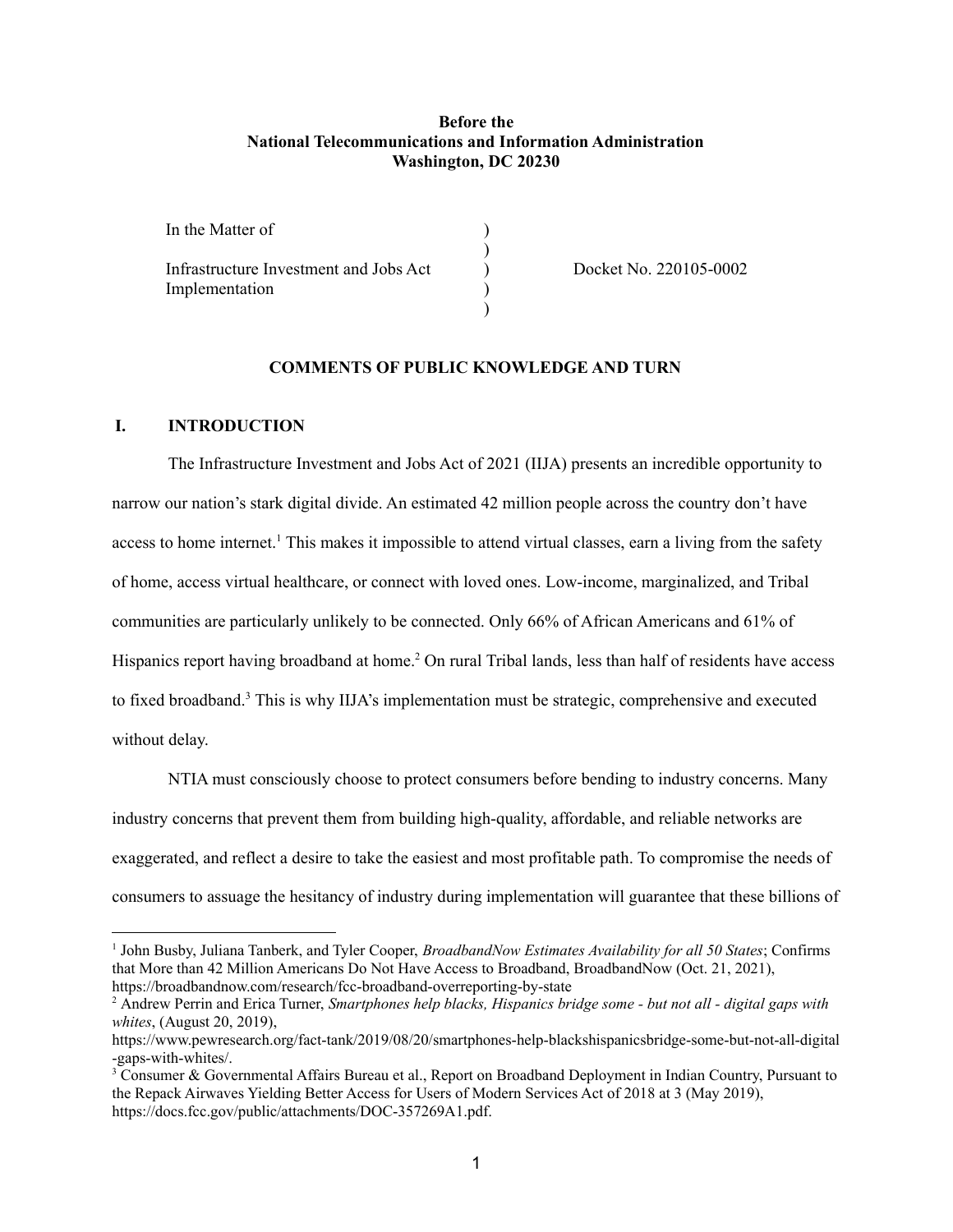**Before the**
**National Telecommunications and Information Administration**
**Washington, DC 20230**

| | | |
|---|---|---|
| In the Matter of | ) | |
| | ) | |
| Infrastructure Investment and Jobs Act Implementation | ) | Docket No. 220105-0002 |
| | ) | |
| | ) | |

**COMMENTS OF PUBLIC KNOWLEDGE AND TURN**

## I. INTRODUCTION

The Infrastructure Investment and Jobs Act of 2021 (IIJA) presents an incredible opportunity to narrow our nation's stark digital divide. An estimated 42 million people across the country don't have access to home internet.[1] This makes it impossible to attend virtual classes, earn a living from the safety of home, access virtual healthcare, or connect with loved ones. Low-income, marginalized, and Tribal communities are particularly unlikely to be connected. Only 66% of African Americans and 61% of Hispanics report having broadband at home.[2] On rural Tribal lands, less than half of residents have access to fixed broadband.[3] This is why IIJA's implementation must be strategic, comprehensive and executed without delay.

NTIA must consciously choose to protect consumers before bending to industry concerns. Many industry concerns that prevent them from building high-quality, affordable, and reliable networks are exaggerated, and reflect a desire to take the easiest and most profitable path. To compromise the needs of consumers to assuage the hesitancy of industry during implementation will guarantee that these billions of

---

[1] John Busby, Juliana Tanberk, and Tyler Cooper, *BroadbandNow Estimates Availability for all 50 States*; Confirms that More than 42 Million Americans Do Not Have Access to Broadband, BroadbandNow (Oct. 21, 2021), https://broadbandnow.com/research/fcc-broadband-overreporting-by-state

[2] Andrew Perrin and Erica Turner, *Smartphones help blacks, Hispanics bridge some - but not all - digital gaps with whites*, (August 20, 2019), https://www.pewresearch.org/fact-tank/2019/08/20/smartphones-help-blackshispanicsbridge-some-but-not-all-digital-gaps-with-whites/.

[3] Consumer & Governmental Affairs Bureau et al., Report on Broadband Deployment in Indian Country, Pursuant to the Repack Airwaves Yielding Better Access for Users of Modern Services Act of 2018 at 3 (May 2019), https://docs.fcc.gov/public/attachments/DOC-357269A1.pdf.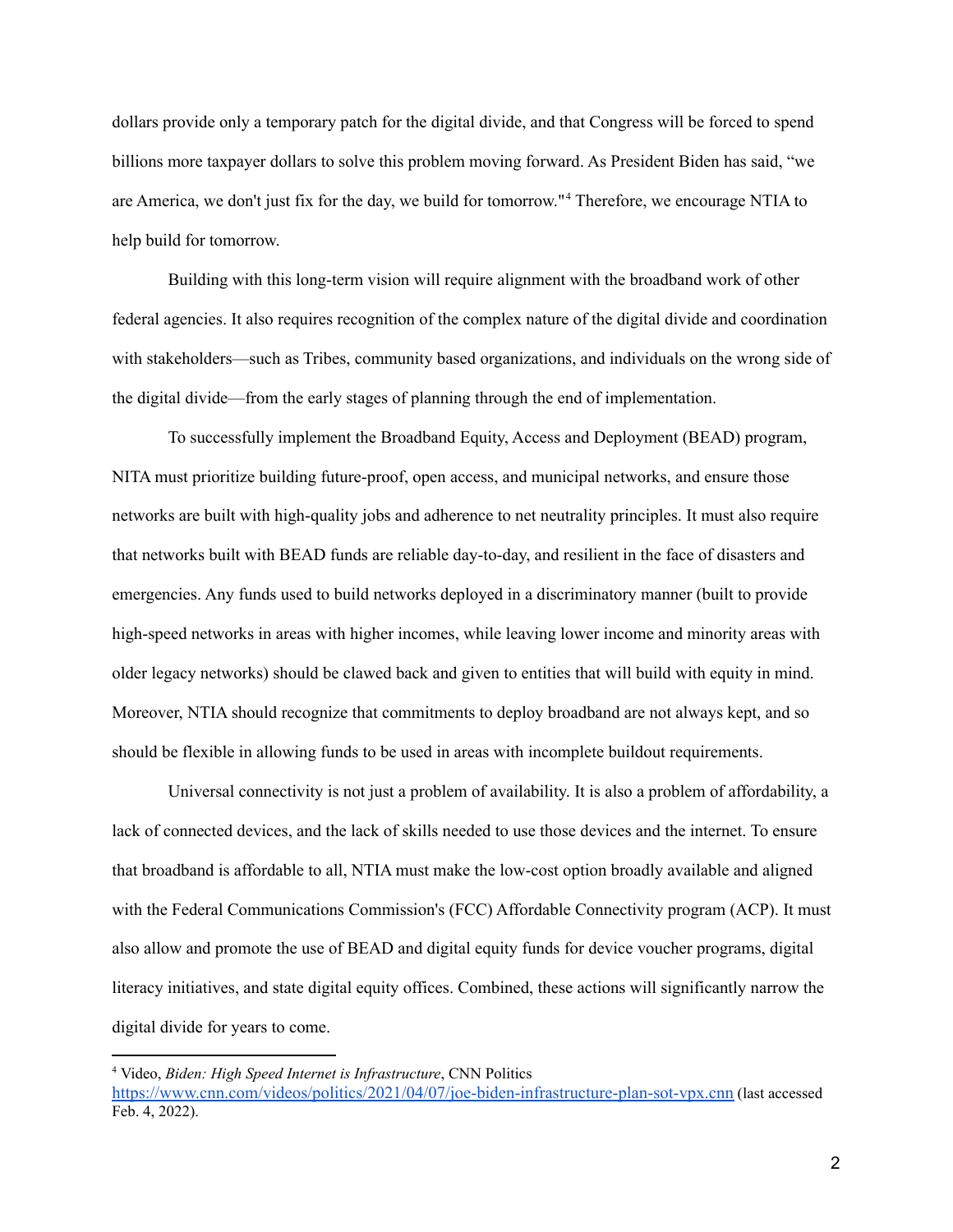dollars provide only a temporary patch for the digital divide, and that Congress will be forced to spend billions more taxpayer dollars to solve this problem moving forward. As President Biden has said, "we are America, we don't just fix for the day, we build for tomorrow."[4] Therefore, we encourage NTIA to help build for tomorrow.

Building with this long-term vision will require alignment with the broadband work of other federal agencies. It also requires recognition of the complex nature of the digital divide and coordination with stakeholders—such as Tribes, community based organizations, and individuals on the wrong side of the digital divide—from the early stages of planning through the end of implementation.

To successfully implement the Broadband Equity, Access and Deployment (BEAD) program, NITA must prioritize building future-proof, open access, and municipal networks, and ensure those networks are built with high-quality jobs and adherence to net neutrality principles. It must also require that networks built with BEAD funds are reliable day-to-day, and resilient in the face of disasters and emergencies. Any funds used to build networks deployed in a discriminatory manner (built to provide high-speed networks in areas with higher incomes, while leaving lower income and minority areas with older legacy networks) should be clawed back and given to entities that will build with equity in mind. Moreover, NTIA should recognize that commitments to deploy broadband are not always kept, and so should be flexible in allowing funds to be used in areas with incomplete buildout requirements.

Universal connectivity is not just a problem of availability. It is also a problem of affordability, a lack of connected devices, and the lack of skills needed to use those devices and the internet. To ensure that broadband is affordable to all, NTIA must make the low-cost option broadly available and aligned with the Federal Communications Commission's (FCC) Affordable Connectivity program (ACP). It must also allow and promote the use of BEAD and digital equity funds for device voucher programs, digital literacy initiatives, and state digital equity offices. Combined, these actions will significantly narrow the digital divide for years to come.

---

[4] Video, *Biden: High Speed Internet is Infrastructure*, CNN Politics https://www.cnn.com/videos/politics/2021/04/07/joe-biden-infrastructure-plan-sot-vpx.cnn (last accessed Feb. 4, 2022).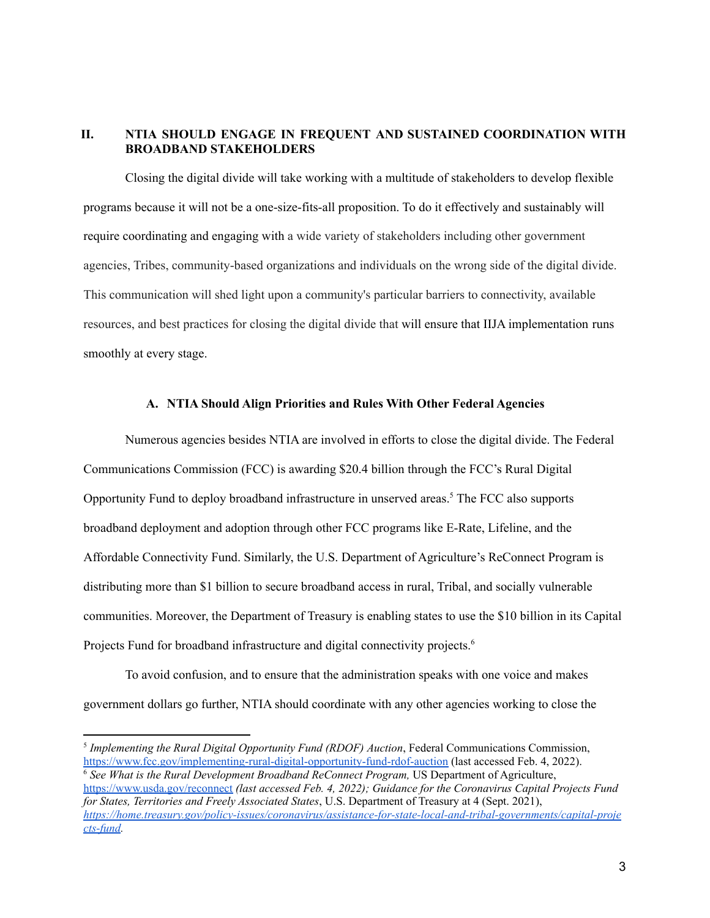## II. NTIA SHOULD ENGAGE IN FREQUENT AND SUSTAINED COORDINATION WITH BROADBAND STAKEHOLDERS

Closing the digital divide will take working with a multitude of stakeholders to develop flexible programs because it will not be a one-size-fits-all proposition. To do it effectively and sustainably will require coordinating and engaging with a wide variety of stakeholders including other government agencies, Tribes, community-based organizations and individuals on the wrong side of the digital divide. This communication will shed light upon a community's particular barriers to connectivity, available resources, and best practices for closing the digital divide that will ensure that IIJA implementation runs smoothly at every stage.

### A. NTIA Should Align Priorities and Rules With Other Federal Agencies

Numerous agencies besides NTIA are involved in efforts to close the digital divide. The Federal Communications Commission (FCC) is awarding $20.4 billion through the FCC's Rural Digital Opportunity Fund to deploy broadband infrastructure in unserved areas.[5] The FCC also supports broadband deployment and adoption through other FCC programs like E-Rate, Lifeline, and the Affordable Connectivity Fund. Similarly, the U.S. Department of Agriculture's ReConnect Program is distributing more than $1 billion to secure broadband access in rural, Tribal, and socially vulnerable communities. Moreover, the Department of Treasury is enabling states to use the $10 billion in its Capital Projects Fund for broadband infrastructure and digital connectivity projects.[6]

To avoid confusion, and to ensure that the administration speaks with one voice and makes government dollars go further, NTIA should coordinate with any other agencies working to close the

---

[5] *Implementing the Rural Digital Opportunity Fund (RDOF) Auction*, Federal Communications Commission, https://www.fcc.gov/implementing-rural-digital-opportunity-fund-rdof-auction (last accessed Feb. 4, 2022).

[6] *See What is the Rural Development Broadband ReConnect Program,* US Department of Agriculture, https://www.usda.gov/reconnect *(last accessed Feb. 4, 2022); Guidance for the Coronavirus Capital Projects Fund for States, Territories and Freely Associated States*, U.S. Department of Treasury at 4 (Sept. 2021), *https://home.treasury.gov/policy-issues/coronavirus/assistance-for-state-local-and-tribal-governments/capital-projects-fund.*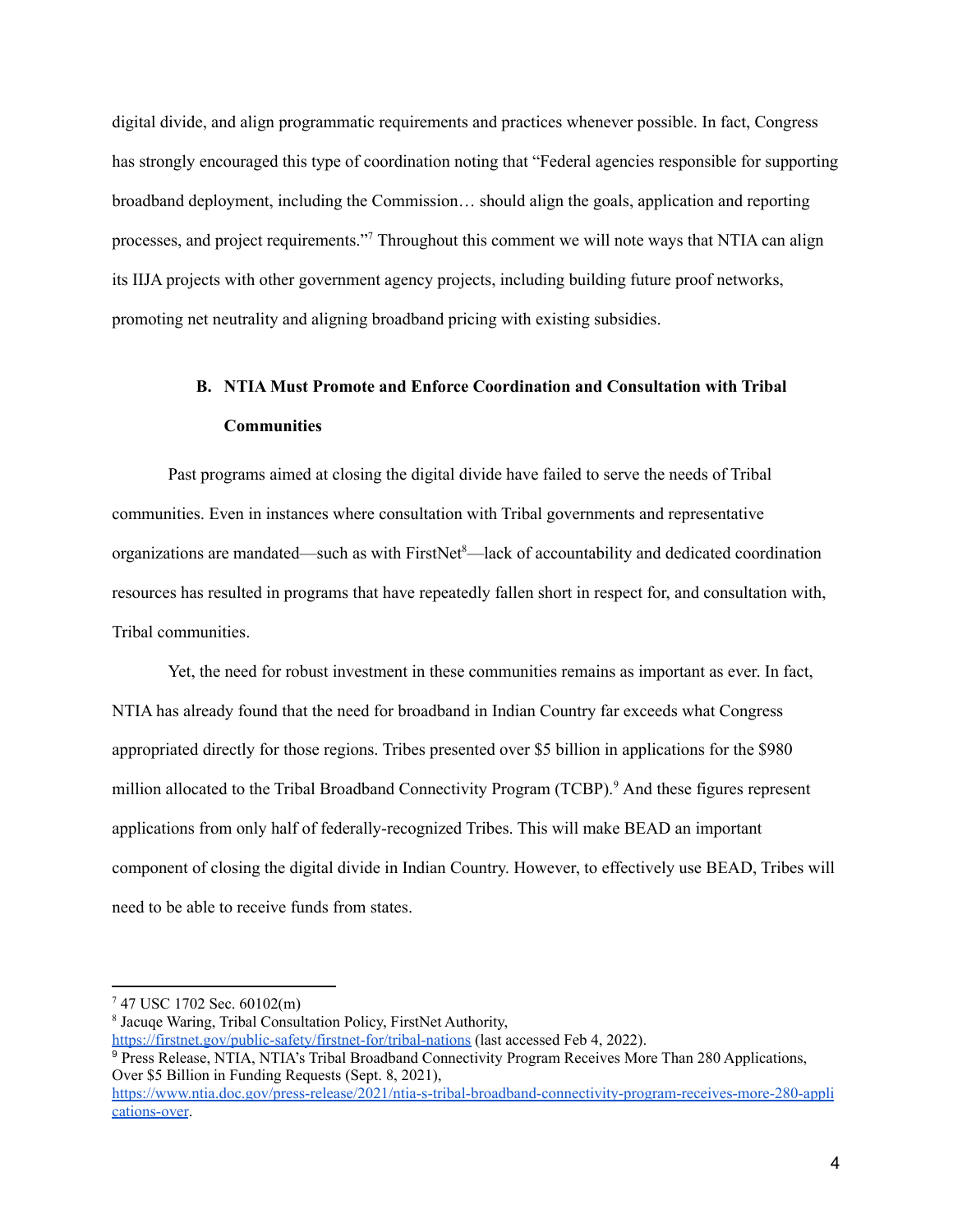digital divide, and align programmatic requirements and practices whenever possible. In fact, Congress has strongly encouraged this type of coordination noting that "Federal agencies responsible for supporting broadband deployment, including the Commission… should align the goals, application and reporting processes, and project requirements."[7] Throughout this comment we will note ways that NTIA can align its IIJA projects with other government agency projects, including building future proof networks, promoting net neutrality and aligning broadband pricing with existing subsidies.

### B. NTIA Must Promote and Enforce Coordination and Consultation with Tribal Communities

Past programs aimed at closing the digital divide have failed to serve the needs of Tribal communities. Even in instances where consultation with Tribal governments and representative organizations are mandated—such as with FirstNet[8]—lack of accountability and dedicated coordination resources has resulted in programs that have repeatedly fallen short in respect for, and consultation with, Tribal communities.

Yet, the need for robust investment in these communities remains as important as ever. In fact, NTIA has already found that the need for broadband in Indian Country far exceeds what Congress appropriated directly for those regions. Tribes presented over $5 billion in applications for the $980 million allocated to the Tribal Broadband Connectivity Program (TCBP).[9] And these figures represent applications from only half of federally-recognized Tribes. This will make BEAD an important component of closing the digital divide in Indian Country. However, to effectively use BEAD, Tribes will need to be able to receive funds from states.

---

[7] 47 USC 1702 Sec. 60102(m)

[8] Jacuqe Waring, Tribal Consultation Policy, FirstNet Authority, https://firstnet.gov/public-safety/firstnet-for/tribal-nations (last accessed Feb 4, 2022).

[9] Press Release, NTIA, NTIA's Tribal Broadband Connectivity Program Receives More Than 280 Applications, Over $5 Billion in Funding Requests (Sept. 8, 2021), https://www.ntia.doc.gov/press-release/2021/ntia-s-tribal-broadband-connectivity-program-receives-more-280-applications-over.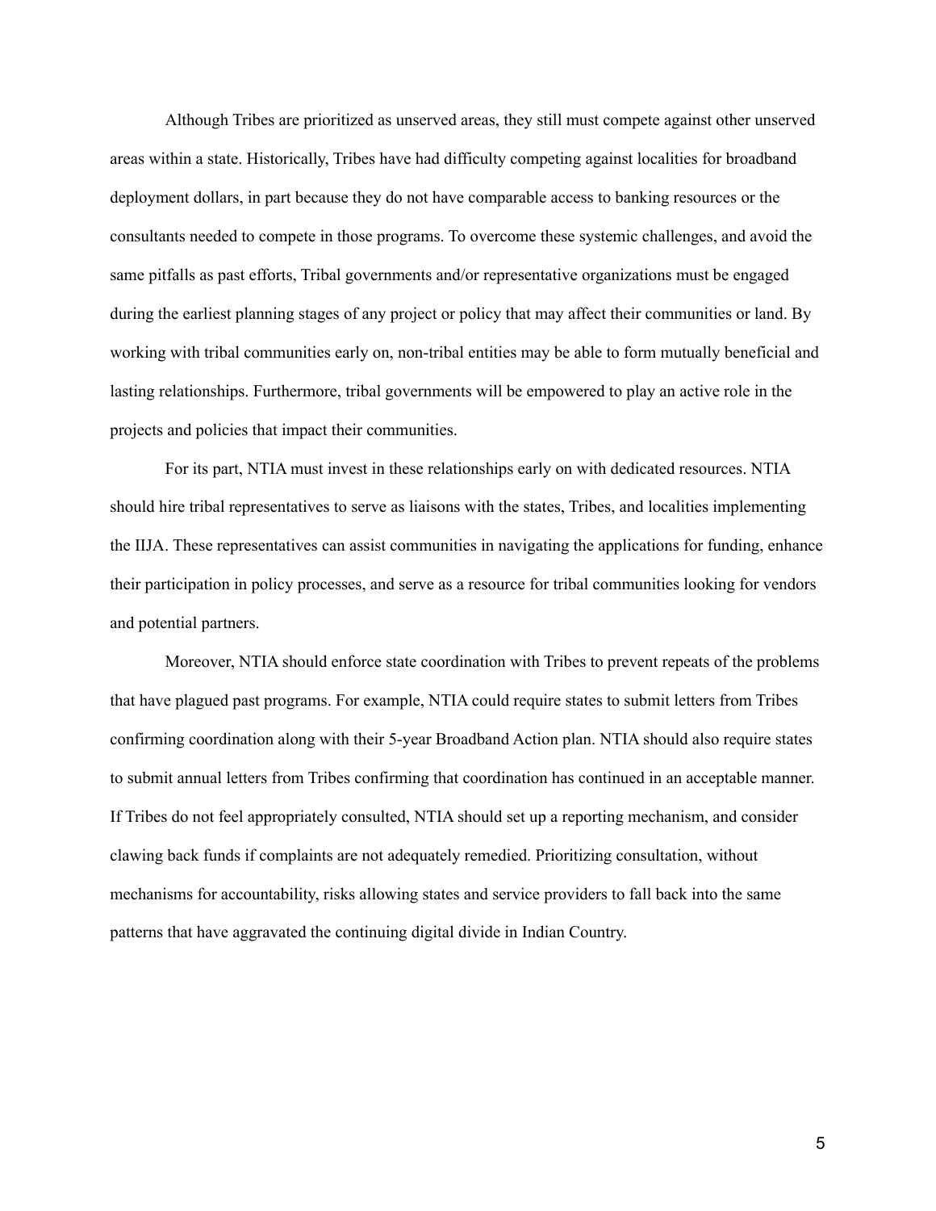Although Tribes are prioritized as unserved areas, they still must compete against other unserved areas within a state. Historically, Tribes have had difficulty competing against localities for broadband deployment dollars, in part because they do not have comparable access to banking resources or the consultants needed to compete in those programs. To overcome these systemic challenges, and avoid the same pitfalls as past efforts, Tribal governments and/or representative organizations must be engaged during the earliest planning stages of any project or policy that may affect their communities or land. By working with tribal communities early on, non-tribal entities may be able to form mutually beneficial and lasting relationships. Furthermore, tribal governments will be empowered to play an active role in the projects and policies that impact their communities.

For its part, NTIA must invest in these relationships early on with dedicated resources. NTIA should hire tribal representatives to serve as liaisons with the states, Tribes, and localities implementing the IIJA. These representatives can assist communities in navigating the applications for funding, enhance their participation in policy processes, and serve as a resource for tribal communities looking for vendors and potential partners.

Moreover, NTIA should enforce state coordination with Tribes to prevent repeats of the problems that have plagued past programs. For example, NTIA could require states to submit letters from Tribes confirming coordination along with their 5-year Broadband Action plan. NTIA should also require states to submit annual letters from Tribes confirming that coordination has continued in an acceptable manner. If Tribes do not feel appropriately consulted, NTIA should set up a reporting mechanism, and consider clawing back funds if complaints are not adequately remedied. Prioritizing consultation, without mechanisms for accountability, risks allowing states and service providers to fall back into the same patterns that have aggravated the continuing digital divide in Indian Country.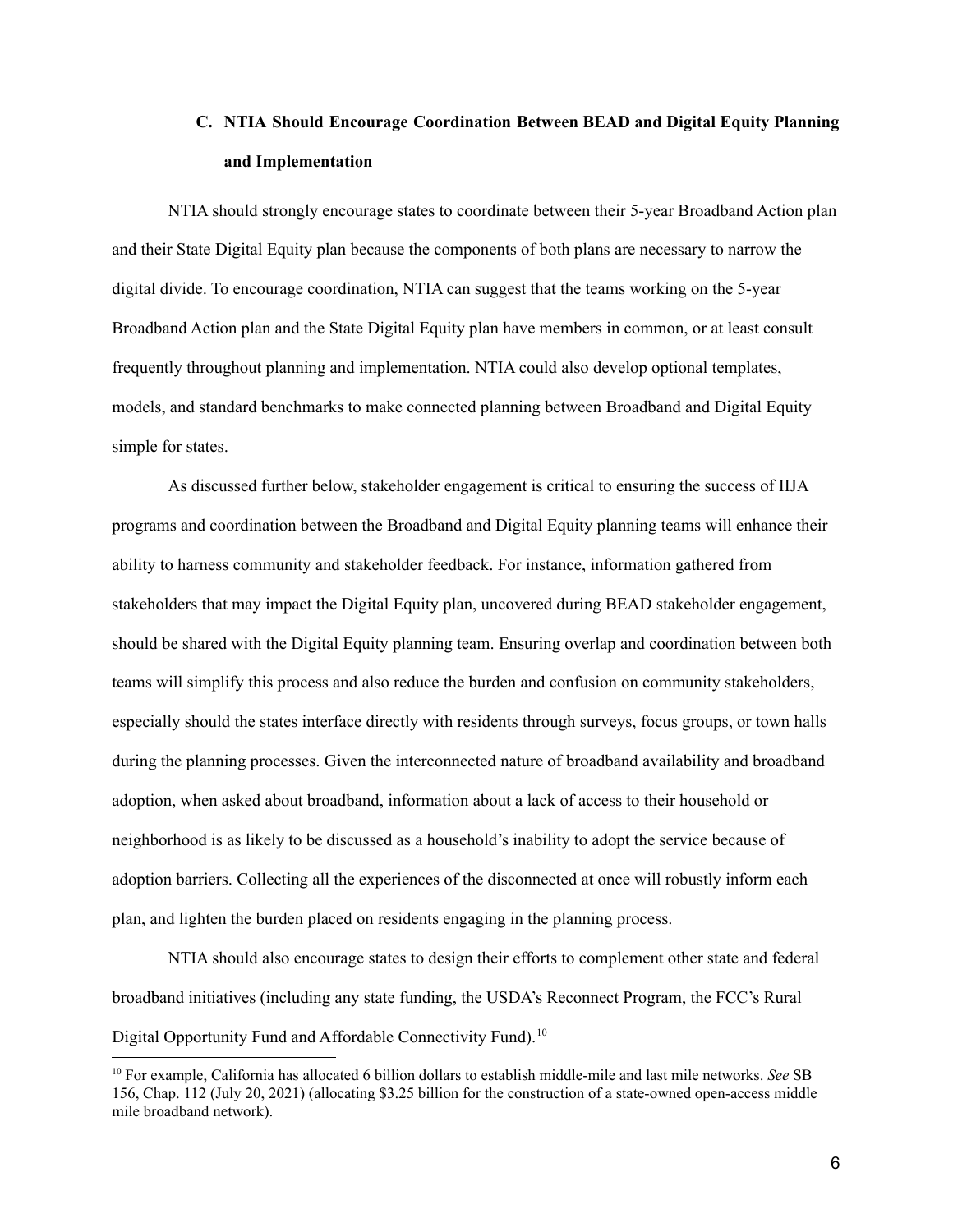### C. NTIA Should Encourage Coordination Between BEAD and Digital Equity Planning and Implementation

NTIA should strongly encourage states to coordinate between their 5-year Broadband Action plan and their State Digital Equity plan because the components of both plans are necessary to narrow the digital divide. To encourage coordination, NTIA can suggest that the teams working on the 5-year Broadband Action plan and the State Digital Equity plan have members in common, or at least consult frequently throughout planning and implementation. NTIA could also develop optional templates, models, and standard benchmarks to make connected planning between Broadband and Digital Equity simple for states.

As discussed further below, stakeholder engagement is critical to ensuring the success of IIJA programs and coordination between the Broadband and Digital Equity planning teams will enhance their ability to harness community and stakeholder feedback. For instance, information gathered from stakeholders that may impact the Digital Equity plan, uncovered during BEAD stakeholder engagement, should be shared with the Digital Equity planning team. Ensuring overlap and coordination between both teams will simplify this process and also reduce the burden and confusion on community stakeholders, especially should the states interface directly with residents through surveys, focus groups, or town halls during the planning processes. Given the interconnected nature of broadband availability and broadband adoption, when asked about broadband, information about a lack of access to their household or neighborhood is as likely to be discussed as a household's inability to adopt the service because of adoption barriers. Collecting all the experiences of the disconnected at once will robustly inform each plan, and lighten the burden placed on residents engaging in the planning process.

NTIA should also encourage states to design their efforts to complement other state and federal broadband initiatives (including any state funding, the USDA's Reconnect Program, the FCC's Rural Digital Opportunity Fund and Affordable Connectivity Fund).[10]

---

[10] For example, California has allocated 6 billion dollars to establish middle-mile and last mile networks. *See* SB 156, Chap. 112 (July 20, 2021) (allocating $3.25 billion for the construction of a state-owned open-access middle mile broadband network).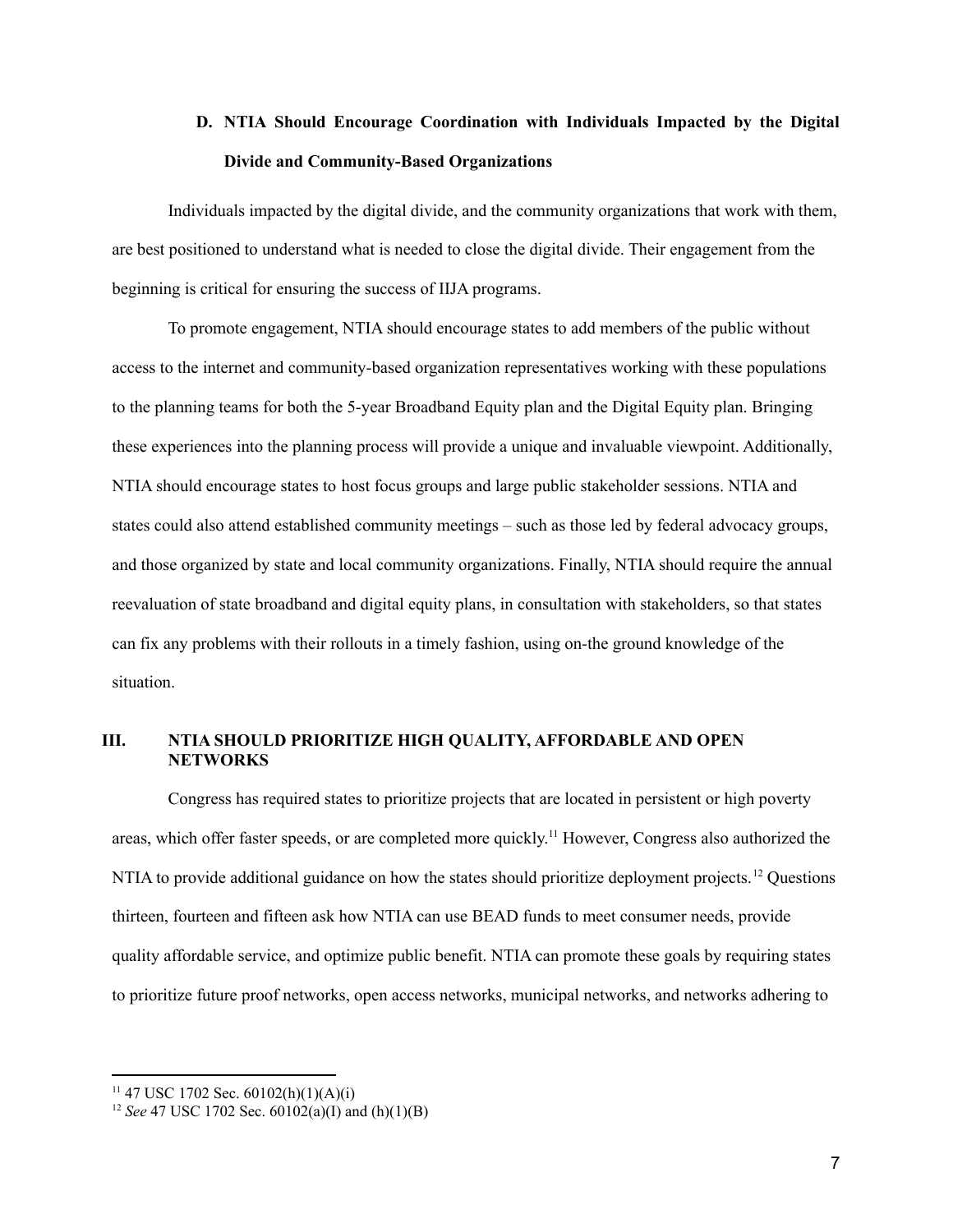### D. NTIA Should Encourage Coordination with Individuals Impacted by the Digital Divide and Community-Based Organizations

Individuals impacted by the digital divide, and the community organizations that work with them, are best positioned to understand what is needed to close the digital divide. Their engagement from the beginning is critical for ensuring the success of IIJA programs.

To promote engagement, NTIA should encourage states to add members of the public without access to the internet and community-based organization representatives working with these populations to the planning teams for both the 5-year Broadband Equity plan and the Digital Equity plan. Bringing these experiences into the planning process will provide a unique and invaluable viewpoint. Additionally, NTIA should encourage states to host focus groups and large public stakeholder sessions. NTIA and states could also attend established community meetings – such as those led by federal advocacy groups, and those organized by state and local community organizations. Finally, NTIA should require the annual reevaluation of state broadband and digital equity plans, in consultation with stakeholders, so that states can fix any problems with their rollouts in a timely fashion, using on-the ground knowledge of the situation.

## III. NTIA SHOULD PRIORITIZE HIGH QUALITY, AFFORDABLE AND OPEN NETWORKS

Congress has required states to prioritize projects that are located in persistent or high poverty areas, which offer faster speeds, or are completed more quickly.[11] However, Congress also authorized the NTIA to provide additional guidance on how the states should prioritize deployment projects.[12] Questions thirteen, fourteen and fifteen ask how NTIA can use BEAD funds to meet consumer needs, provide quality affordable service, and optimize public benefit. NTIA can promote these goals by requiring states to prioritize future proof networks, open access networks, municipal networks, and networks adhering to

---

[11] 47 USC 1702 Sec. 60102(h)(1)(A)(i)

[12] *See* 47 USC 1702 Sec. 60102(a)(I) and (h)(1)(B)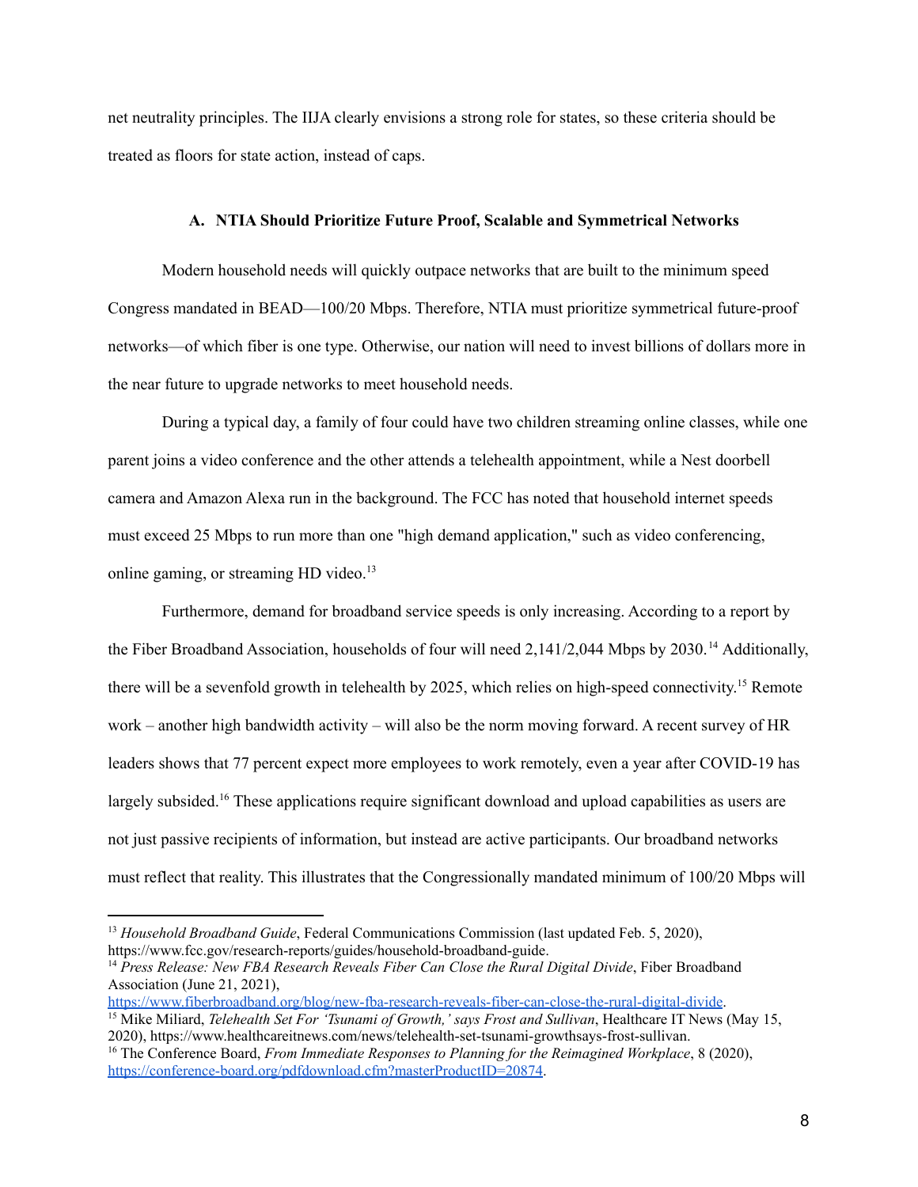net neutrality principles. The IIJA clearly envisions a strong role for states, so these criteria should be treated as floors for state action, instead of caps.

### A. NTIA Should Prioritize Future Proof, Scalable and Symmetrical Networks

Modern household needs will quickly outpace networks that are built to the minimum speed Congress mandated in BEAD—100/20 Mbps. Therefore, NTIA must prioritize symmetrical future-proof networks—of which fiber is one type. Otherwise, our nation will need to invest billions of dollars more in the near future to upgrade networks to meet household needs.

During a typical day, a family of four could have two children streaming online classes, while one parent joins a video conference and the other attends a telehealth appointment, while a Nest doorbell camera and Amazon Alexa run in the background. The FCC has noted that household internet speeds must exceed 25 Mbps to run more than one "high demand application," such as video conferencing, online gaming, or streaming HD video.[13]

Furthermore, demand for broadband service speeds is only increasing. According to a report by the Fiber Broadband Association, households of four will need 2,141/2,044 Mbps by 2030.[14] Additionally, there will be a sevenfold growth in telehealth by 2025, which relies on high-speed connectivity.[15] Remote work – another high bandwidth activity – will also be the norm moving forward. A recent survey of HR leaders shows that 77 percent expect more employees to work remotely, even a year after COVID-19 has largely subsided.[16] These applications require significant download and upload capabilities as users are not just passive recipients of information, but instead are active participants. Our broadband networks must reflect that reality. This illustrates that the Congressionally mandated minimum of 100/20 Mbps will

---

[13] *Household Broadband Guide*, Federal Communications Commission (last updated Feb. 5, 2020), https://www.fcc.gov/research-reports/guides/household-broadband-guide.

[14] *Press Release: New FBA Research Reveals Fiber Can Close the Rural Digital Divide*, Fiber Broadband Association (June 21, 2021), https://www.fiberbroadband.org/blog/new-fba-research-reveals-fiber-can-close-the-rural-digital-divide.

[15] Mike Miliard, *Telehealth Set For 'Tsunami of Growth,' says Frost and Sullivan*, Healthcare IT News (May 15, 2020), https://www.healthcareitnews.com/news/telehealth-set-tsunami-growthsays-frost-sullivan.

[16] The Conference Board, *From Immediate Responses to Planning for the Reimagined Workplace*, 8 (2020), https://conference-board.org/pdfdownload.cfm?masterProductID=20874.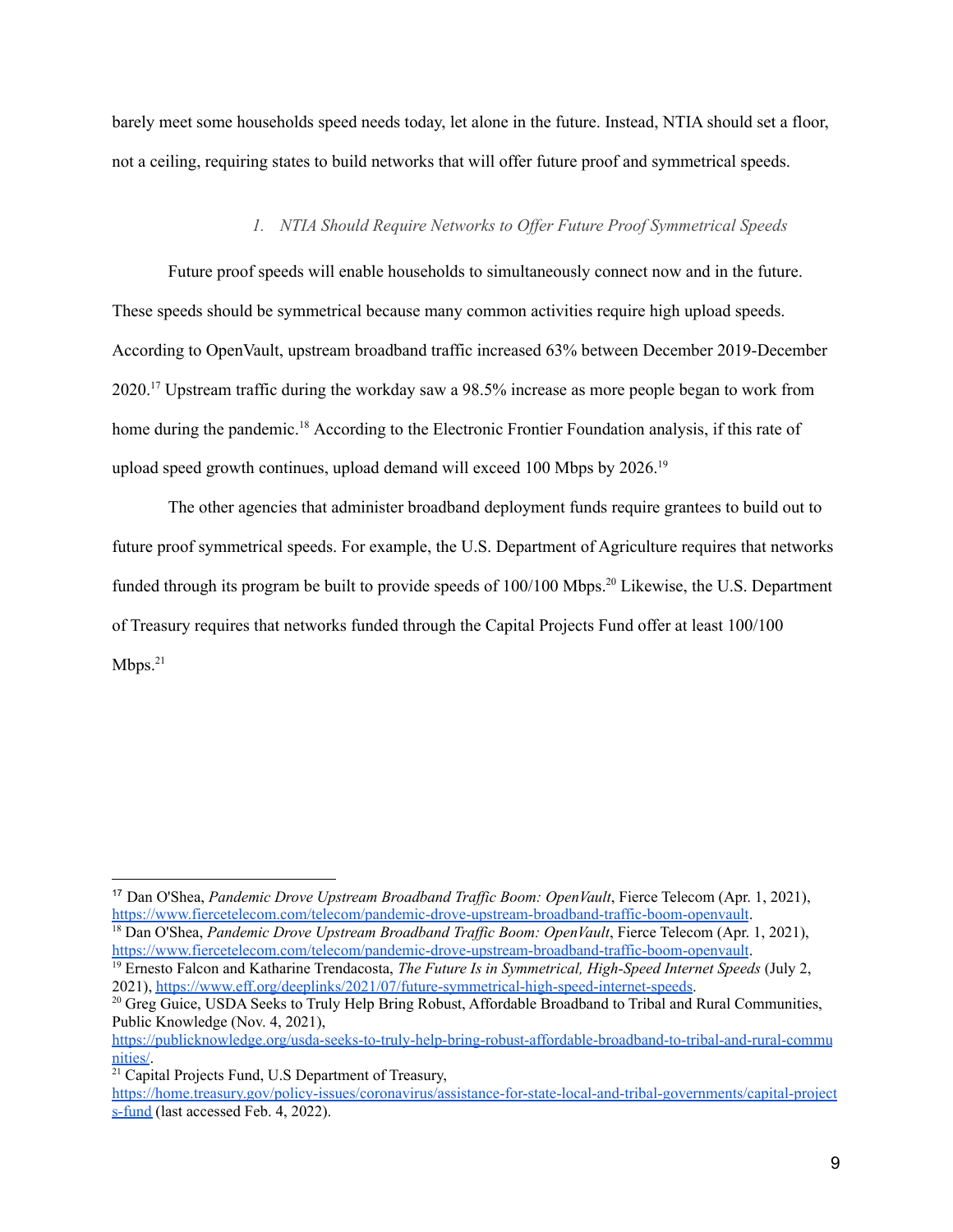barely meet some households speed needs today, let alone in the future. Instead, NTIA should set a floor, not a ceiling, requiring states to build networks that will offer future proof and symmetrical speeds.

### *1. NTIA Should Require Networks to Offer Future Proof Symmetrical Speeds*

Future proof speeds will enable households to simultaneously connect now and in the future. These speeds should be symmetrical because many common activities require high upload speeds. According to OpenVault, upstream broadband traffic increased 63% between December 2019-December 2020.[17] Upstream traffic during the workday saw a 98.5% increase as more people began to work from home during the pandemic.[18] According to the Electronic Frontier Foundation analysis, if this rate of upload speed growth continues, upload demand will exceed 100 Mbps by 2026.[19]

The other agencies that administer broadband deployment funds require grantees to build out to future proof symmetrical speeds. For example, the U.S. Department of Agriculture requires that networks funded through its program be built to provide speeds of 100/100 Mbps.[20] Likewise, the U.S. Department of Treasury requires that networks funded through the Capital Projects Fund offer at least 100/100 Mbps.[21]

---

[17] Dan O'Shea, *Pandemic Drove Upstream Broadband Traffic Boom: OpenVault*, Fierce Telecom (Apr. 1, 2021), https://www.fiercetelecom.com/telecom/pandemic-drove-upstream-broadband-traffic-boom-openvault.

[18] Dan O'Shea, *Pandemic Drove Upstream Broadband Traffic Boom: OpenVault*, Fierce Telecom (Apr. 1, 2021), https://www.fiercetelecom.com/telecom/pandemic-drove-upstream-broadband-traffic-boom-openvault.

[19] Ernesto Falcon and Katharine Trendacosta, *The Future Is in Symmetrical, High-Speed Internet Speeds* (July 2, 2021), https://www.eff.org/deeplinks/2021/07/future-symmetrical-high-speed-internet-speeds.

[20] Greg Guice, USDA Seeks to Truly Help Bring Robust, Affordable Broadband to Tribal and Rural Communities, Public Knowledge (Nov. 4, 2021), https://publicknowledge.org/usda-seeks-to-truly-help-bring-robust-affordable-broadband-to-tribal-and-rural-communities/.

[21] Capital Projects Fund, U.S Department of Treasury, https://home.treasury.gov/policy-issues/coronavirus/assistance-for-state-local-and-tribal-governments/capital-projects-fund (last accessed Feb. 4, 2022).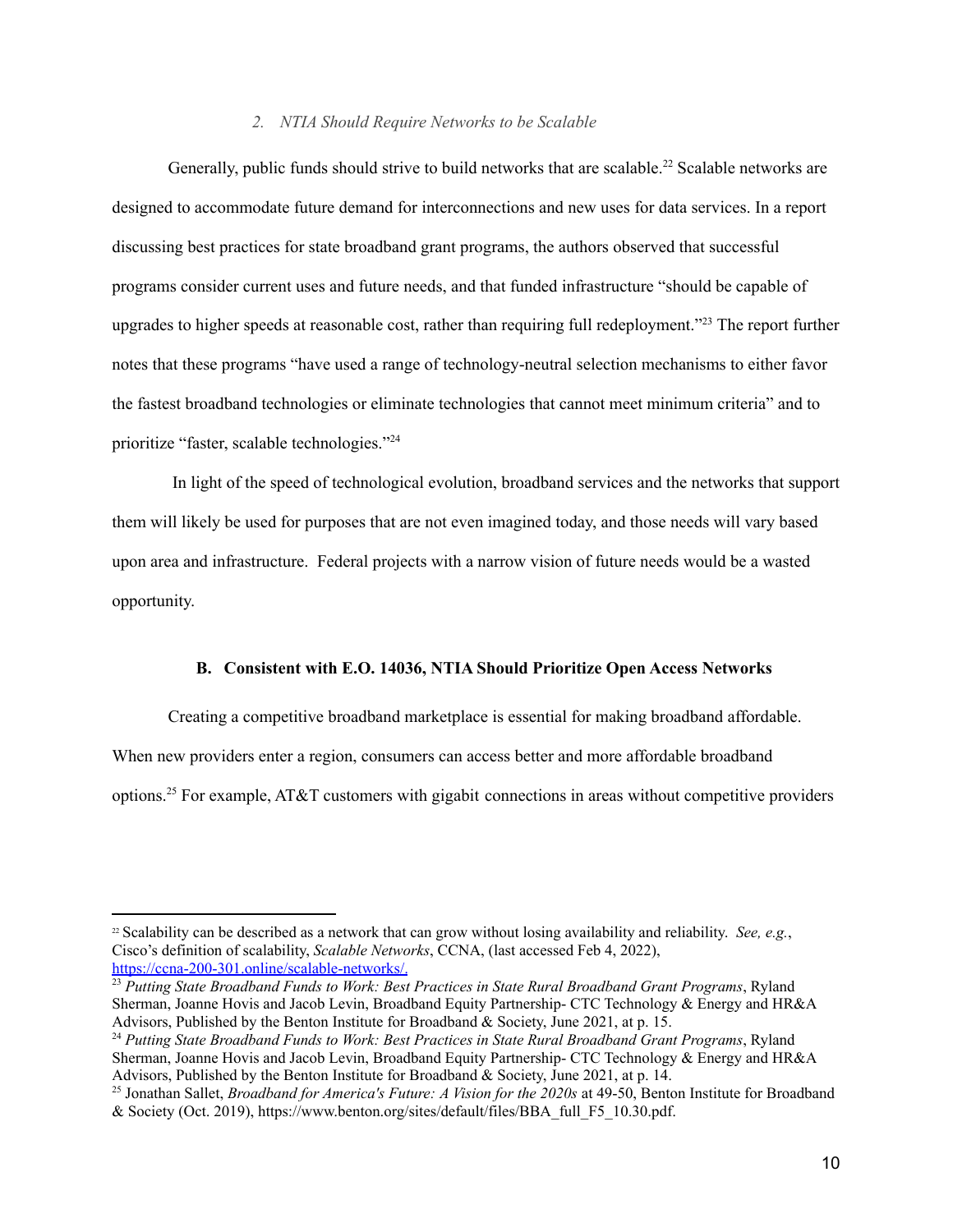### *2. NTIA Should Require Networks to be Scalable*

Generally, public funds should strive to build networks that are scalable.[22] Scalable networks are designed to accommodate future demand for interconnections and new uses for data services. In a report discussing best practices for state broadband grant programs, the authors observed that successful programs consider current uses and future needs, and that funded infrastructure "should be capable of upgrades to higher speeds at reasonable cost, rather than requiring full redeployment."[23] The report further notes that these programs "have used a range of technology-neutral selection mechanisms to either favor the fastest broadband technologies or eliminate technologies that cannot meet minimum criteria" and to prioritize "faster, scalable technologies."[24]

In light of the speed of technological evolution, broadband services and the networks that support them will likely be used for purposes that are not even imagined today, and those needs will vary based upon area and infrastructure. Federal projects with a narrow vision of future needs would be a wasted opportunity.

## B. Consistent with E.O. 14036, NTIA Should Prioritize Open Access Networks

Creating a competitive broadband marketplace is essential for making broadband affordable. When new providers enter a region, consumers can access better and more affordable broadband options.[25] For example, AT&T customers with gigabit connections in areas without competitive providers

---

[22] Scalability can be described as a network that can grow without losing availability and reliability. *See, e.g.*, Cisco's definition of scalability, *Scalable Networks*, CCNA, (last accessed Feb 4, 2022), https://ccna-200-301.online/scalable-networks/.

[23] *Putting State Broadband Funds to Work: Best Practices in State Rural Broadband Grant Programs*, Ryland Sherman, Joanne Hovis and Jacob Levin, Broadband Equity Partnership- CTC Technology & Energy and HR&A Advisors, Published by the Benton Institute for Broadband & Society, June 2021, at p. 15.

[24] *Putting State Broadband Funds to Work: Best Practices in State Rural Broadband Grant Programs*, Ryland Sherman, Joanne Hovis and Jacob Levin, Broadband Equity Partnership- CTC Technology & Energy and HR&A Advisors, Published by the Benton Institute for Broadband & Society, June 2021, at p. 14.

[25] Jonathan Sallet, *Broadband for America's Future: A Vision for the 2020s* at 49-50, Benton Institute for Broadband & Society (Oct. 2019), https://www.benton.org/sites/default/files/BBA_full_F5_10.30.pdf.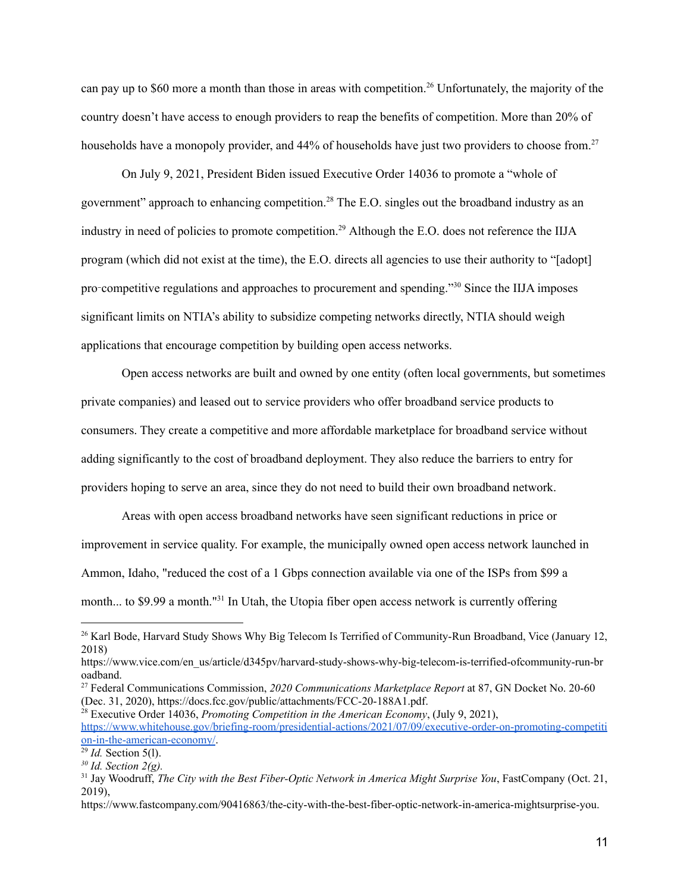can pay up to $60 more a month than those in areas with competition.[26] Unfortunately, the majority of the country doesn't have access to enough providers to reap the benefits of competition. More than 20% of households have a monopoly provider, and 44% of households have just two providers to choose from.[27]

On July 9, 2021, President Biden issued Executive Order 14036 to promote a "whole of government" approach to enhancing competition.[28] The E.O. singles out the broadband industry as an industry in need of policies to promote competition.[29] Although the E.O. does not reference the IIJA program (which did not exist at the time), the E.O. directs all agencies to use their authority to "[adopt] pro-competitive regulations and approaches to procurement and spending."[30] Since the IIJA imposes significant limits on NTIA's ability to subsidize competing networks directly, NTIA should weigh applications that encourage competition by building open access networks.

Open access networks are built and owned by one entity (often local governments, but sometimes private companies) and leased out to service providers who offer broadband service products to consumers. They create a competitive and more affordable marketplace for broadband service without adding significantly to the cost of broadband deployment. They also reduce the barriers to entry for providers hoping to serve an area, since they do not need to build their own broadband network.

Areas with open access broadband networks have seen significant reductions in price or improvement in service quality. For example, the municipally owned open access network launched in Ammon, Idaho, "reduced the cost of a 1 Gbps connection available via one of the ISPs from $99 a month... to $9.99 a month."[31] In Utah, the Utopia fiber open access network is currently offering

---

[26] Karl Bode, Harvard Study Shows Why Big Telecom Is Terrified of Community-Run Broadband, Vice (January 12, 2018) https://www.vice.com/en_us/article/d345pv/harvard-study-shows-why-big-telecom-is-terrified-ofcommunity-run-broadband.

[27] Federal Communications Commission, *2020 Communications Marketplace Report* at 87, GN Docket No. 20-60 (Dec. 31, 2020), https://docs.fcc.gov/public/attachments/FCC-20-188A1.pdf.

[28] Executive Order 14036, *Promoting Competition in the American Economy*, (July 9, 2021), https://www.whitehouse.gov/briefing-room/presidential-actions/2021/07/09/executive-order-on-promoting-competition-in-the-american-economy/.

[29] *Id.* Section 5(l).

[30] *Id. Section 2(g).*

[31] Jay Woodruff, *The City with the Best Fiber-Optic Network in America Might Surprise You*, FastCompany (Oct. 21, 2019), https://www.fastcompany.com/90416863/the-city-with-the-best-fiber-optic-network-in-america-mightsurprise-you.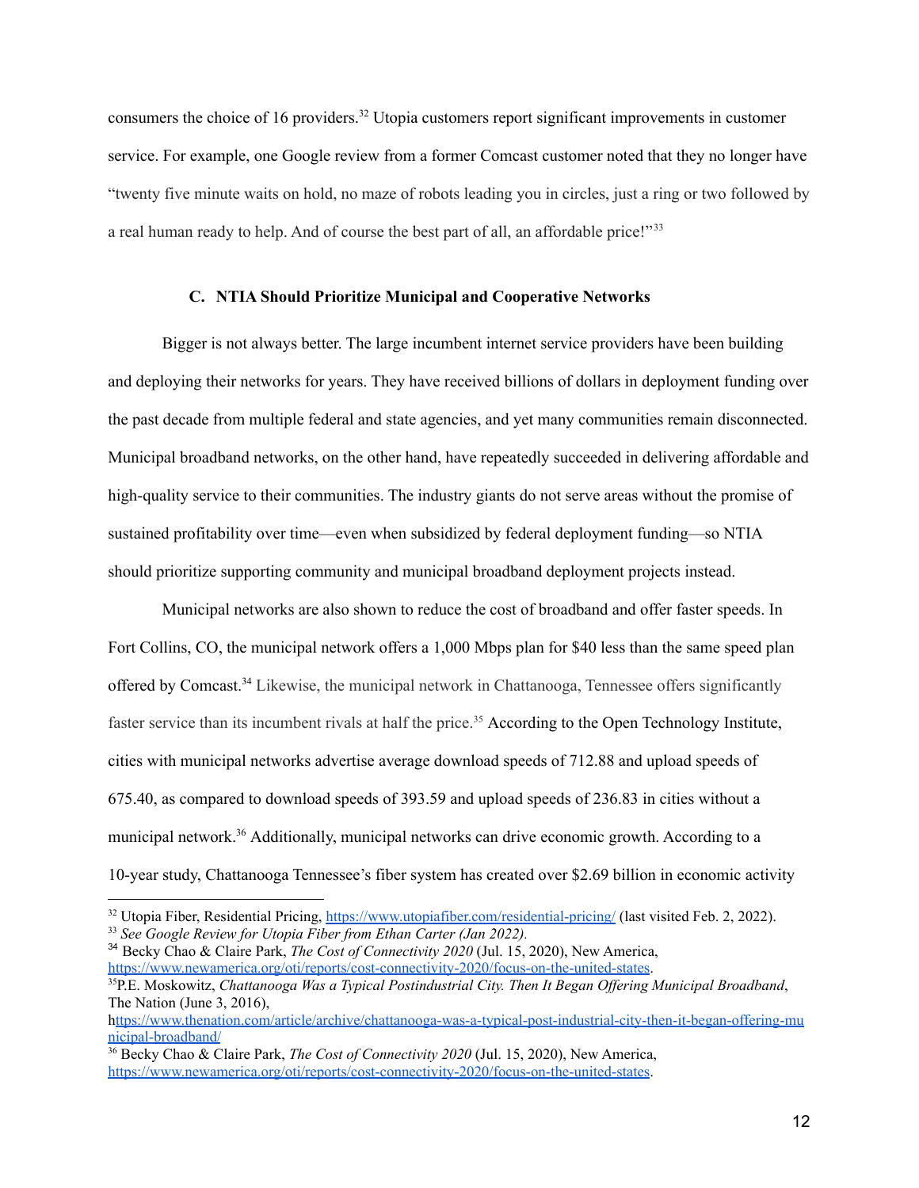consumers the choice of 16 providers.[32] Utopia customers report significant improvements in customer service. For example, one Google review from a former Comcast customer noted that they no longer have "twenty five minute waits on hold, no maze of robots leading you in circles, just a ring or two followed by a real human ready to help. And of course the best part of all, an affordable price!"[33]

### C. NTIA Should Prioritize Municipal and Cooperative Networks

Bigger is not always better. The large incumbent internet service providers have been building and deploying their networks for years. They have received billions of dollars in deployment funding over the past decade from multiple federal and state agencies, and yet many communities remain disconnected. Municipal broadband networks, on the other hand, have repeatedly succeeded in delivering affordable and high-quality service to their communities. The industry giants do not serve areas without the promise of sustained profitability over time—even when subsidized by federal deployment funding—so NTIA should prioritize supporting community and municipal broadband deployment projects instead.

Municipal networks are also shown to reduce the cost of broadband and offer faster speeds. In Fort Collins, CO, the municipal network offers a 1,000 Mbps plan for $40 less than the same speed plan offered by Comcast.[34] Likewise, the municipal network in Chattanooga, Tennessee offers significantly faster service than its incumbent rivals at half the price.[35] According to the Open Technology Institute, cities with municipal networks advertise average download speeds of 712.88 and upload speeds of 675.40, as compared to download speeds of 393.59 and upload speeds of 236.83 in cities without a municipal network.[36] Additionally, municipal networks can drive economic growth. According to a 10-year study, Chattanooga Tennessee's fiber system has created over $2.69 billion in economic activity

---

[32] Utopia Fiber, Residential Pricing, https://www.utopiafiber.com/residential-pricing/ (last visited Feb. 2, 2022).

[33] *See Google Review for Utopia Fiber from Ethan Carter (Jan 2022).*

[34] Becky Chao & Claire Park, *The Cost of Connectivity 2020* (Jul. 15, 2020), New America, https://www.newamerica.org/oti/reports/cost-connectivity-2020/focus-on-the-united-states.

[35] P.E. Moskowitz, *Chattanooga Was a Typical Postindustrial City. Then It Began Offering Municipal Broadband*, The Nation (June 3, 2016), https://www.thenation.com/article/archive/chattanooga-was-a-typical-post-industrial-city-then-it-began-offering-municipal-broadband/

[36] Becky Chao & Claire Park, *The Cost of Connectivity 2020* (Jul. 15, 2020), New America, https://www.newamerica.org/oti/reports/cost-connectivity-2020/focus-on-the-united-states.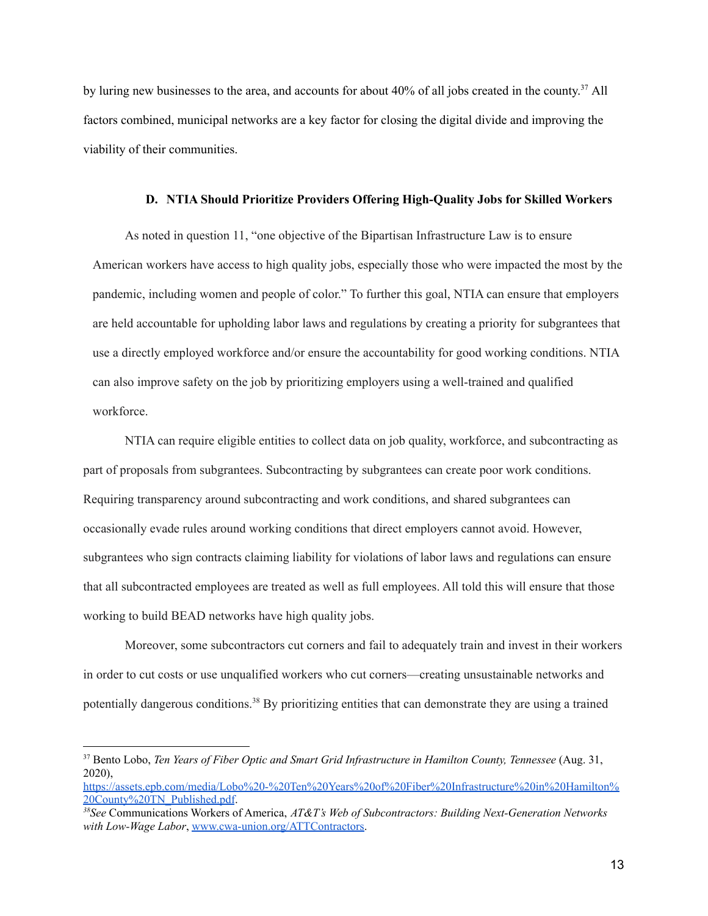by luring new businesses to the area, and accounts for about 40% of all jobs created in the county.[37] All factors combined, municipal networks are a key factor for closing the digital divide and improving the viability of their communities.

### D. NTIA Should Prioritize Providers Offering High-Quality Jobs for Skilled Workers

As noted in question 11, "one objective of the Bipartisan Infrastructure Law is to ensure American workers have access to high quality jobs, especially those who were impacted the most by the pandemic, including women and people of color." To further this goal, NTIA can ensure that employers are held accountable for upholding labor laws and regulations by creating a priority for subgrantees that use a directly employed workforce and/or ensure the accountability for good working conditions. NTIA can also improve safety on the job by prioritizing employers using a well-trained and qualified workforce.

NTIA can require eligible entities to collect data on job quality, workforce, and subcontracting as part of proposals from subgrantees. Subcontracting by subgrantees can create poor work conditions. Requiring transparency around subcontracting and work conditions, and shared subgrantees can occasionally evade rules around working conditions that direct employers cannot avoid. However, subgrantees who sign contracts claiming liability for violations of labor laws and regulations can ensure that all subcontracted employees are treated as well as full employees. All told this will ensure that those working to build BEAD networks have high quality jobs.

Moreover, some subcontractors cut corners and fail to adequately train and invest in their workers in order to cut costs or use unqualified workers who cut corners—creating unsustainable networks and potentially dangerous conditions.[38] By prioritizing entities that can demonstrate they are using a trained

---

[37] Bento Lobo, *Ten Years of Fiber Optic and Smart Grid Infrastructure in Hamilton County, Tennessee* (Aug. 31, 2020), https://assets.epb.com/media/Lobo%20-%20Ten%20Years%20of%20Fiber%20Infrastructure%20in%20Hamilton%20County%20TN_Published.pdf.

[38] *See* Communications Workers of America, *AT&T's Web of Subcontractors: Building Next-Generation Networks with Low-Wage Labor*, www.cwa-union.org/ATTContractors.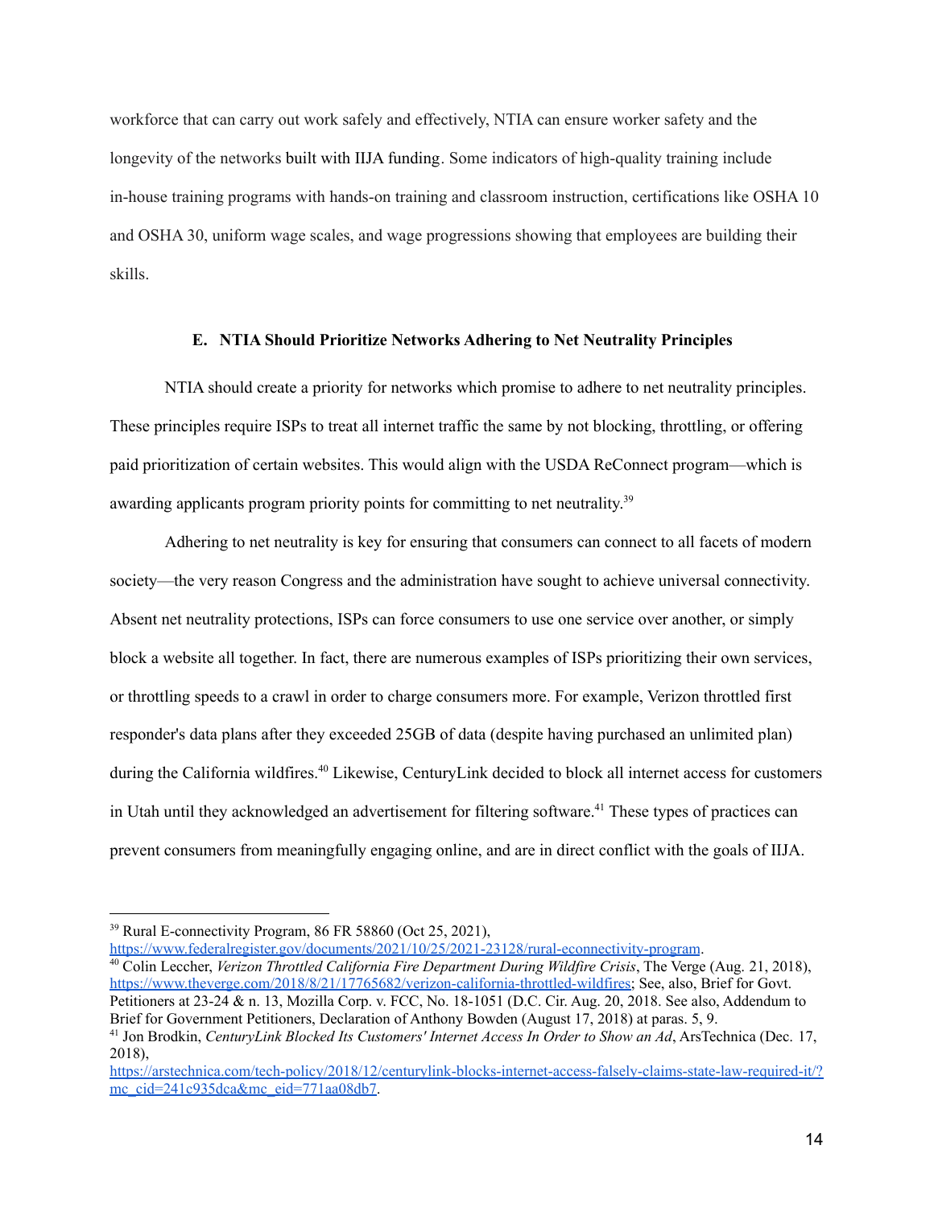workforce that can carry out work safely and effectively, NTIA can ensure worker safety and the longevity of the networks built with IIJA funding. Some indicators of high-quality training include in-house training programs with hands-on training and classroom instruction, certifications like OSHA 10 and OSHA 30, uniform wage scales, and wage progressions showing that employees are building their skills.

### E. NTIA Should Prioritize Networks Adhering to Net Neutrality Principles

NTIA should create a priority for networks which promise to adhere to net neutrality principles. These principles require ISPs to treat all internet traffic the same by not blocking, throttling, or offering paid prioritization of certain websites. This would align with the USDA ReConnect program—which is awarding applicants program priority points for committing to net neutrality.[39]

Adhering to net neutrality is key for ensuring that consumers can connect to all facets of modern society—the very reason Congress and the administration have sought to achieve universal connectivity. Absent net neutrality protections, ISPs can force consumers to use one service over another, or simply block a website all together. In fact, there are numerous examples of ISPs prioritizing their own services, or throttling speeds to a crawl in order to charge consumers more. For example, Verizon throttled first responder's data plans after they exceeded 25GB of data (despite having purchased an unlimited plan) during the California wildfires.[40] Likewise, CenturyLink decided to block all internet access for customers in Utah until they acknowledged an advertisement for filtering software.[41] These types of practices can prevent consumers from meaningfully engaging online, and are in direct conflict with the goals of IIJA.

---

[39] Rural E-connectivity Program, 86 FR 58860 (Oct 25, 2021), https://www.federalregister.gov/documents/2021/10/25/2021-23128/rural-econnectivity-program.

[40] Colin Leccher, *Verizon Throttled California Fire Department During Wildfire Crisis*, The Verge (Aug. 21, 2018), https://www.theverge.com/2018/8/21/17765682/verizon-california-throttled-wildfires; See, also, Brief for Govt. Petitioners at 23-24 & n. 13, Mozilla Corp. v. FCC, No. 18-1051 (D.C. Cir. Aug. 20, 2018. See also, Addendum to Brief for Government Petitioners, Declaration of Anthony Bowden (August 17, 2018) at paras. 5, 9.

[41] Jon Brodkin, *CenturyLink Blocked Its Customers' Internet Access In Order to Show an Ad*, ArsTechnica (Dec. 17, 2018), https://arstechnica.com/tech-policy/2018/12/centurylink-blocks-internet-access-falsely-claims-state-law-required-it/?mc_cid=241c935dca&mc_eid=771aa08db7.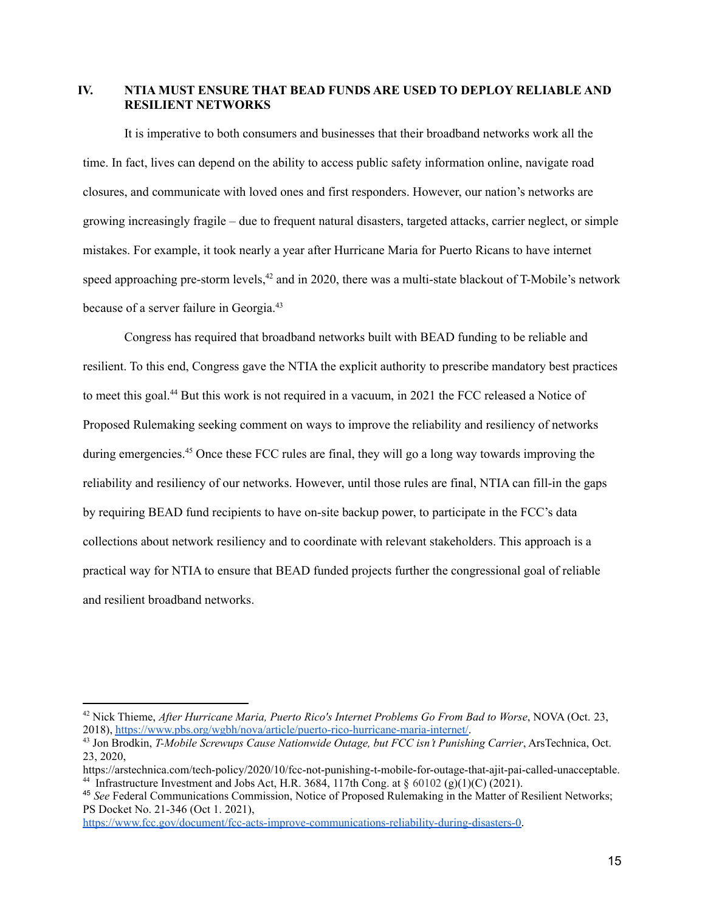## IV. NTIA MUST ENSURE THAT BEAD FUNDS ARE USED TO DEPLOY RELIABLE AND RESILIENT NETWORKS

It is imperative to both consumers and businesses that their broadband networks work all the time. In fact, lives can depend on the ability to access public safety information online, navigate road closures, and communicate with loved ones and first responders. However, our nation's networks are growing increasingly fragile – due to frequent natural disasters, targeted attacks, carrier neglect, or simple mistakes. For example, it took nearly a year after Hurricane Maria for Puerto Ricans to have internet speed approaching pre-storm levels,[42] and in 2020, there was a multi-state blackout of T-Mobile's network because of a server failure in Georgia.[43]

Congress has required that broadband networks built with BEAD funding to be reliable and resilient. To this end, Congress gave the NTIA the explicit authority to prescribe mandatory best practices to meet this goal.[44] But this work is not required in a vacuum, in 2021 the FCC released a Notice of Proposed Rulemaking seeking comment on ways to improve the reliability and resiliency of networks during emergencies.[45] Once these FCC rules are final, they will go a long way towards improving the reliability and resiliency of our networks. However, until those rules are final, NTIA can fill-in the gaps by requiring BEAD fund recipients to have on-site backup power, to participate in the FCC's data collections about network resiliency and to coordinate with relevant stakeholders. This approach is a practical way for NTIA to ensure that BEAD funded projects further the congressional goal of reliable and resilient broadband networks.

---

[42] Nick Thieme, *After Hurricane Maria, Puerto Rico's Internet Problems Go From Bad to Worse*, NOVA (Oct. 23, 2018), https://www.pbs.org/wgbh/nova/article/puerto-rico-hurricane-maria-internet/.

[43] Jon Brodkin, *T-Mobile Screwups Cause Nationwide Outage, but FCC isn't Punishing Carrier*, ArsTechnica, Oct. 23, 2020, https://arstechnica.com/tech-policy/2020/10/fcc-not-punishing-t-mobile-for-outage-that-ajit-pai-called-unacceptable.

[44] Infrastructure Investment and Jobs Act, H.R. 3684, 117th Cong. at § 60102 (g)(1)(C) (2021).

[45] *See* Federal Communications Commission, Notice of Proposed Rulemaking in the Matter of Resilient Networks; PS Docket No. 21-346 (Oct 1. 2021), https://www.fcc.gov/document/fcc-acts-improve-communications-reliability-during-disasters-0.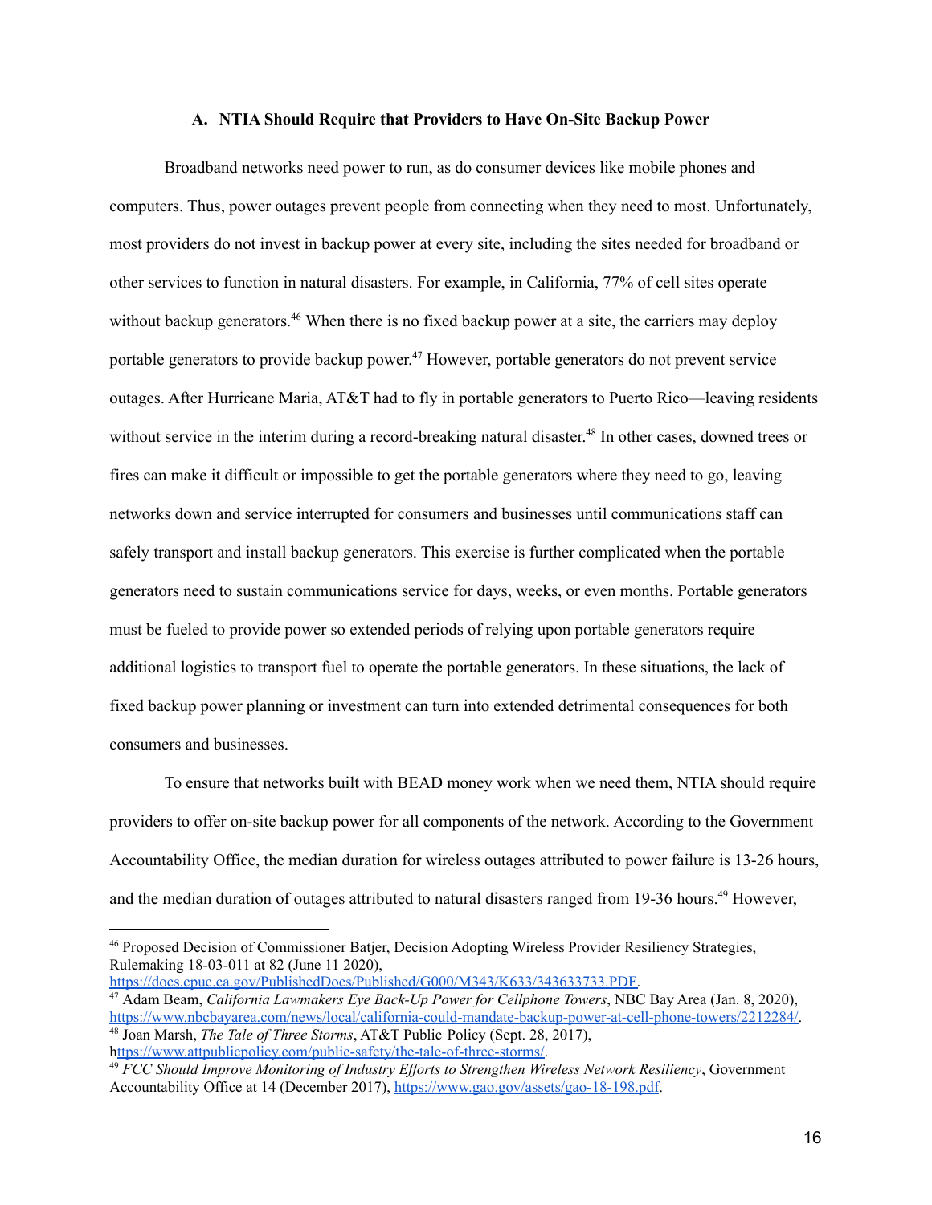### A. NTIA Should Require that Providers to Have On-Site Backup Power

Broadband networks need power to run, as do consumer devices like mobile phones and computers. Thus, power outages prevent people from connecting when they need to most. Unfortunately, most providers do not invest in backup power at every site, including the sites needed for broadband or other services to function in natural disasters. For example, in California, 77% of cell sites operate without backup generators.[46] When there is no fixed backup power at a site, the carriers may deploy portable generators to provide backup power.[47] However, portable generators do not prevent service outages. After Hurricane Maria, AT&T had to fly in portable generators to Puerto Rico—leaving residents without service in the interim during a record-breaking natural disaster.[48] In other cases, downed trees or fires can make it difficult or impossible to get the portable generators where they need to go, leaving networks down and service interrupted for consumers and businesses until communications staff can safely transport and install backup generators. This exercise is further complicated when the portable generators need to sustain communications service for days, weeks, or even months. Portable generators must be fueled to provide power so extended periods of relying upon portable generators require additional logistics to transport fuel to operate the portable generators. In these situations, the lack of fixed backup power planning or investment can turn into extended detrimental consequences for both consumers and businesses.

To ensure that networks built with BEAD money work when we need them, NTIA should require providers to offer on-site backup power for all components of the network. According to the Government Accountability Office, the median duration for wireless outages attributed to power failure is 13-26 hours, and the median duration of outages attributed to natural disasters ranged from 19-36 hours.[49] However,

---

[46] Proposed Decision of Commissioner Batjer, Decision Adopting Wireless Provider Resiliency Strategies, Rulemaking 18-03-011 at 82 (June 11 2020), https://docs.cpuc.ca.gov/PublishedDocs/Published/G000/M343/K633/343633733.PDF.

[47] Adam Beam, *California Lawmakers Eye Back-Up Power for Cellphone Towers*, NBC Bay Area (Jan. 8, 2020), https://www.nbcbayarea.com/news/local/california-could-mandate-backup-power-at-cell-phone-towers/2212284/.

[48] Joan Marsh, *The Tale of Three Storms*, AT&T Public Policy (Sept. 28, 2017), https://www.attpublicpolicy.com/public-safety/the-tale-of-three-storms/.

[49] *FCC Should Improve Monitoring of Industry Efforts to Strengthen Wireless Network Resiliency*, Government Accountability Office at 14 (December 2017), https://www.gao.gov/assets/gao-18-198.pdf.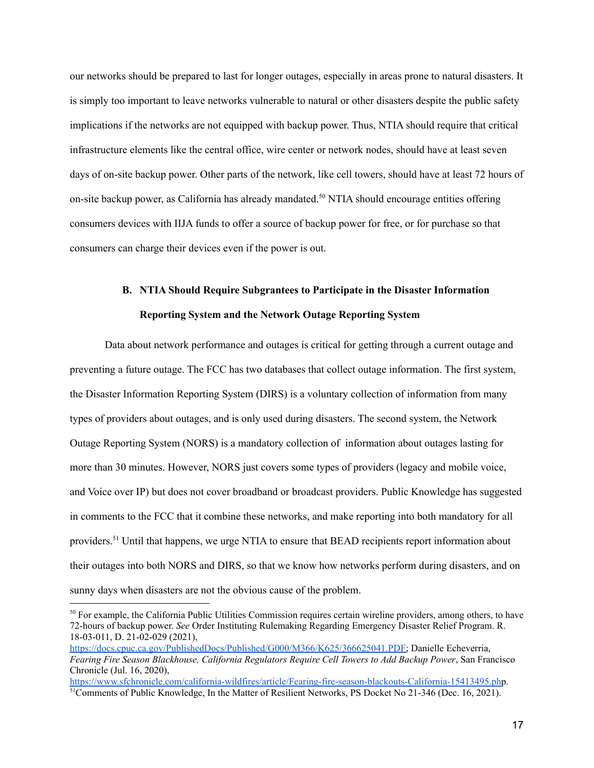our networks should be prepared to last for longer outages, especially in areas prone to natural disasters. It is simply too important to leave networks vulnerable to natural or other disasters despite the public safety implications if the networks are not equipped with backup power. Thus, NTIA should require that critical infrastructure elements like the central office, wire center or network nodes, should have at least seven days of on-site backup power. Other parts of the network, like cell towers, should have at least 72 hours of on-site backup power, as California has already mandated.[50] NTIA should encourage entities offering consumers devices with IIJA funds to offer a source of backup power for free, or for purchase so that consumers can charge their devices even if the power is out.

### B. NTIA Should Require Subgrantees to Participate in the Disaster Information Reporting System and the Network Outage Reporting System

Data about network performance and outages is critical for getting through a current outage and preventing a future outage. The FCC has two databases that collect outage information. The first system, the Disaster Information Reporting System (DIRS) is a voluntary collection of information from many types of providers about outages, and is only used during disasters. The second system, the Network Outage Reporting System (NORS) is a mandatory collection of information about outages lasting for more than 30 minutes. However, NORS just covers some types of providers (legacy and mobile voice, and Voice over IP) but does not cover broadband or broadcast providers. Public Knowledge has suggested in comments to the FCC that it combine these networks, and make reporting into both mandatory for all providers.[51] Until that happens, we urge NTIA to ensure that BEAD recipients report information about their outages into both NORS and DIRS, so that we know how networks perform during disasters, and on sunny days when disasters are not the obvious cause of the problem.

---

[50] For example, the California Public Utilities Commission requires certain wireline providers, among others, to have 72-hours of backup power. *See* Order Instituting Rulemaking Regarding Emergency Disaster Relief Program. R. 18-03-011, D. 21-02-029 (2021), https://docs.cpuc.ca.gov/PublishedDocs/Published/G000/M366/K625/366625041.PDF; Danielle Echeverria, *Fearing Fire Season Blackhouse, California Regulators Require Cell Towers to Add Backup Power*, San Francisco Chronicle (Jul. 16, 2020), https://www.sfchronicle.com/california-wildfires/article/Fearing-fire-season-blackouts-California-15413495.php.

[51] Comments of Public Knowledge, In the Matter of Resilient Networks, PS Docket No 21-346 (Dec. 16, 2021).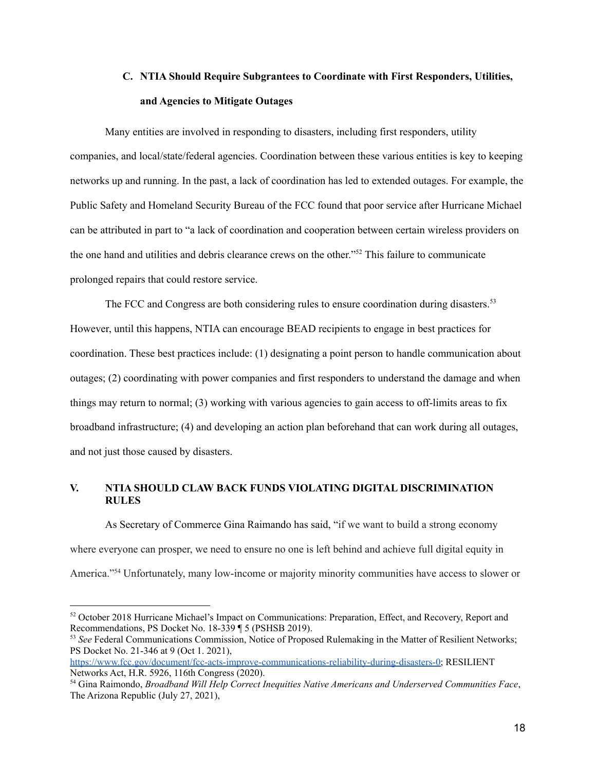### C. NTIA Should Require Subgrantees to Coordinate with First Responders, Utilities, and Agencies to Mitigate Outages

Many entities are involved in responding to disasters, including first responders, utility companies, and local/state/federal agencies. Coordination between these various entities is key to keeping networks up and running. In the past, a lack of coordination has led to extended outages. For example, the Public Safety and Homeland Security Bureau of the FCC found that poor service after Hurricane Michael can be attributed in part to "a lack of coordination and cooperation between certain wireless providers on the one hand and utilities and debris clearance crews on the other."[52] This failure to communicate prolonged repairs that could restore service.

The FCC and Congress are both considering rules to ensure coordination during disasters.[53] However, until this happens, NTIA can encourage BEAD recipients to engage in best practices for coordination. These best practices include: (1) designating a point person to handle communication about outages; (2) coordinating with power companies and first responders to understand the damage and when things may return to normal; (3) working with various agencies to gain access to off-limits areas to fix broadband infrastructure; (4) and developing an action plan beforehand that can work during all outages, and not just those caused by disasters.

## V. NTIA SHOULD CLAW BACK FUNDS VIOLATING DIGITAL DISCRIMINATION RULES

As Secretary of Commerce Gina Raimando has said, "if we want to build a strong economy where everyone can prosper, we need to ensure no one is left behind and achieve full digital equity in America."[54] Unfortunately, many low-income or majority minority communities have access to slower or

---

[52] October 2018 Hurricane Michael's Impact on Communications: Preparation, Effect, and Recovery, Report and Recommendations, PS Docket No. 18-339 ¶ 5 (PSHSB 2019).

[53] *See* Federal Communications Commission, Notice of Proposed Rulemaking in the Matter of Resilient Networks; PS Docket No. 21-346 at 9 (Oct 1. 2021), https://www.fcc.gov/document/fcc-acts-improve-communications-reliability-during-disasters-0; RESILIENT Networks Act, H.R. 5926, 116th Congress (2020).

[54] Gina Raimondo, *Broadband Will Help Correct Inequities Native Americans and Underserved Communities Face*, The Arizona Republic (July 27, 2021),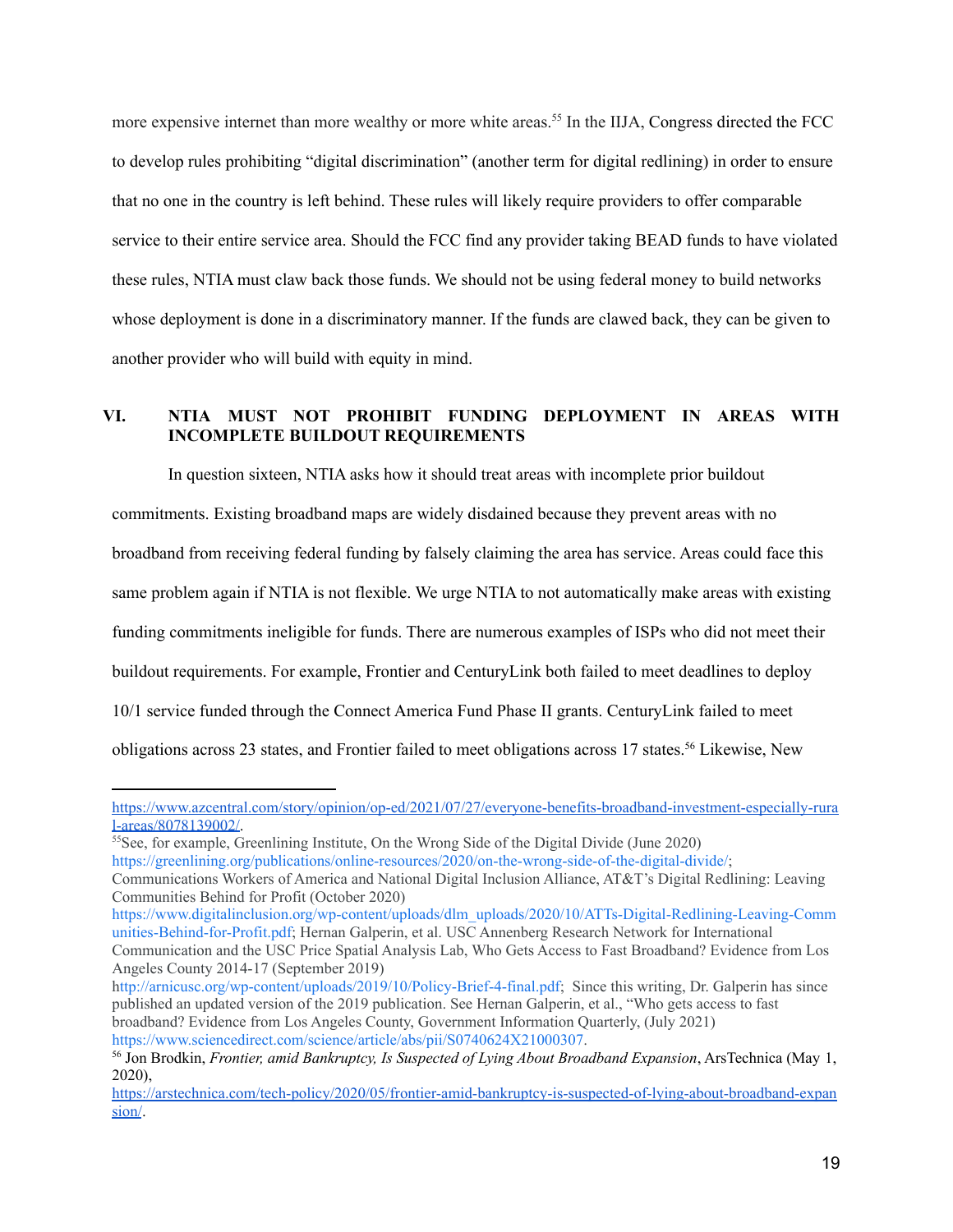more expensive internet than more wealthy or more white areas.[55] In the IIJA, Congress directed the FCC to develop rules prohibiting "digital discrimination" (another term for digital redlining) in order to ensure that no one in the country is left behind. These rules will likely require providers to offer comparable service to their entire service area. Should the FCC find any provider taking BEAD funds to have violated these rules, NTIA must claw back those funds. We should not be using federal money to build networks whose deployment is done in a discriminatory manner. If the funds are clawed back, they can be given to another provider who will build with equity in mind.

## VI. NTIA MUST NOT PROHIBIT FUNDING DEPLOYMENT IN AREAS WITH INCOMPLETE BUILDOUT REQUIREMENTS

In question sixteen, NTIA asks how it should treat areas with incomplete prior buildout commitments. Existing broadband maps are widely disdained because they prevent areas with no broadband from receiving federal funding by falsely claiming the area has service. Areas could face this same problem again if NTIA is not flexible. We urge NTIA to not automatically make areas with existing funding commitments ineligible for funds. There are numerous examples of ISPs who did not meet their buildout requirements. For example, Frontier and CenturyLink both failed to meet deadlines to deploy 10/1 service funded through the Connect America Fund Phase II grants. CenturyLink failed to meet obligations across 23 states, and Frontier failed to meet obligations across 17 states.[56] Likewise, New

---

https://www.azcentral.com/story/opinion/op-ed/2021/07/27/everyone-benefits-broadband-investment-especially-rural-areas/8078139002/.

[55] See, for example, Greenlining Institute, On the Wrong Side of the Digital Divide (June 2020) https://greenlining.org/publications/online-resources/2020/on-the-wrong-side-of-the-digital-divide/; Communications Workers of America and National Digital Inclusion Alliance, AT&T's Digital Redlining: Leaving Communities Behind for Profit (October 2020) https://www.digitalinclusion.org/wp-content/uploads/dlm_uploads/2020/10/ATTs-Digital-Redlining-Leaving-Communities-Behind-for-Profit.pdf; Hernan Galperin, et al. USC Annenberg Research Network for International Communication and the USC Price Spatial Analysis Lab, Who Gets Access to Fast Broadband? Evidence from Los Angeles County 2014-17 (September 2019) http://arnicusc.org/wp-content/uploads/2019/10/Policy-Brief-4-final.pdf; Since this writing, Dr. Galperin has since published an updated version of the 2019 publication. See Hernan Galperin, et al., "Who gets access to fast broadband? Evidence from Los Angeles County, Government Information Quarterly, (July 2021) https://www.sciencedirect.com/science/article/abs/pii/S0740624X21000307.

[56] Jon Brodkin, *Frontier, amid Bankruptcy, Is Suspected of Lying About Broadband Expansion*, ArsTechnica (May 1, 2020), https://arstechnica.com/tech-policy/2020/05/frontier-amid-bankruptcy-is-suspected-of-lying-about-broadband-expansion/.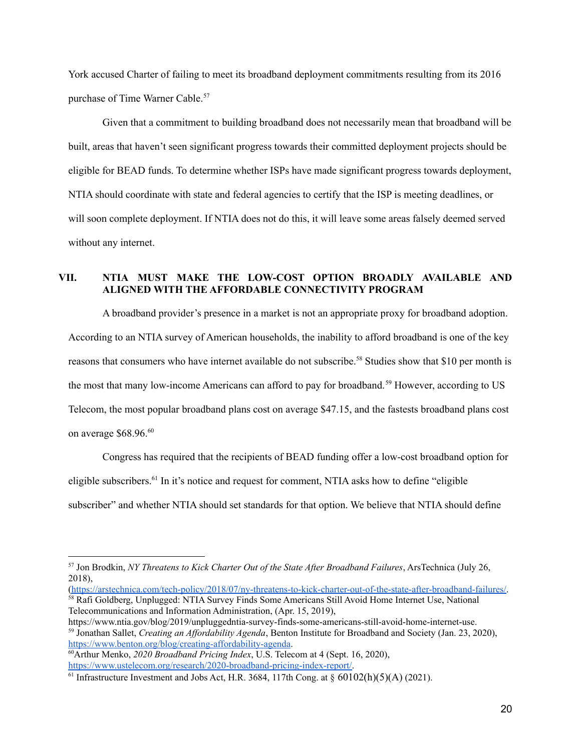York accused Charter of failing to meet its broadband deployment commitments resulting from its 2016 purchase of Time Warner Cable.[57]

Given that a commitment to building broadband does not necessarily mean that broadband will be built, areas that haven't seen significant progress towards their committed deployment projects should be eligible for BEAD funds. To determine whether ISPs have made significant progress towards deployment, NTIA should coordinate with state and federal agencies to certify that the ISP is meeting deadlines, or will soon complete deployment. If NTIA does not do this, it will leave some areas falsely deemed served without any internet.

## VII. NTIA MUST MAKE THE LOW-COST OPTION BROADLY AVAILABLE AND ALIGNED WITH THE AFFORDABLE CONNECTIVITY PROGRAM

A broadband provider's presence in a market is not an appropriate proxy for broadband adoption. According to an NTIA survey of American households, the inability to afford broadband is one of the key reasons that consumers who have internet available do not subscribe.[58] Studies show that $10 per month is the most that many low-income Americans can afford to pay for broadband.[59] However, according to US Telecom, the most popular broadband plans cost on average $47.15, and the fastests broadband plans cost on average $68.96.[60]

Congress has required that the recipients of BEAD funding offer a low-cost broadband option for eligible subscribers.[61] In it's notice and request for comment, NTIA asks how to define "eligible subscriber" and whether NTIA should set standards for that option. We believe that NTIA should define

---

[57] Jon Brodkin, *NY Threatens to Kick Charter Out of the State After Broadband Failures*, ArsTechnica (July 26, 2018), (https://arstechnica.com/tech-policy/2018/07/ny-threatens-to-kick-charter-out-of-the-state-after-broadband-failures/.

[58] Rafi Goldberg, Unplugged: NTIA Survey Finds Some Americans Still Avoid Home Internet Use, National Telecommunications and Information Administration, (Apr. 15, 2019), https://www.ntia.gov/blog/2019/unpluggedntia-survey-finds-some-americans-still-avoid-home-internet-use.

[59] Jonathan Sallet, *Creating an Affordability Agenda*, Benton Institute for Broadband and Society (Jan. 23, 2020), https://www.benton.org/blog/creating-affordability-agenda.

[60] Arthur Menko, *2020 Broadband Pricing Index*, U.S. Telecom at 4 (Sept. 16, 2020), https://www.ustelecom.org/research/2020-broadband-pricing-index-report/.

[61] Infrastructure Investment and Jobs Act, H.R. 3684, 117th Cong. at § 60102(h)(5)(A) (2021).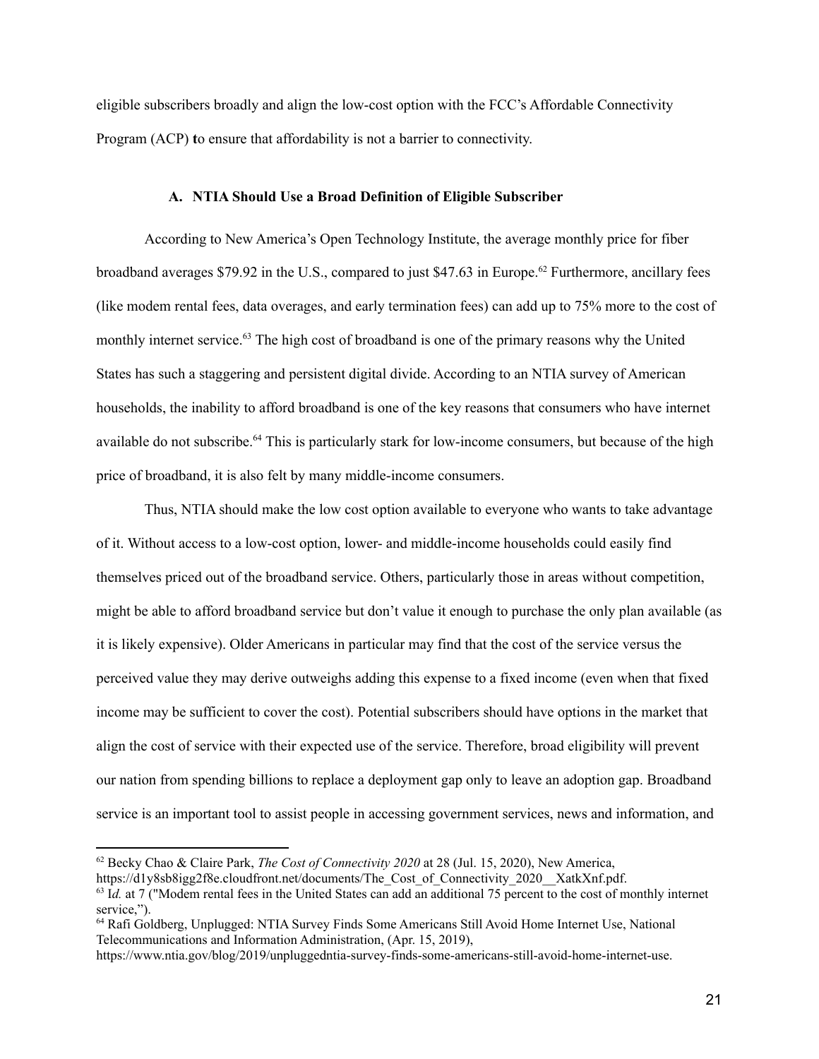eligible subscribers broadly and align the low-cost option with the FCC's Affordable Connectivity Program (ACP) **t**o ensure that affordability is not a barrier to connectivity.

### A. NTIA Should Use a Broad Definition of Eligible Subscriber

According to New America's Open Technology Institute, the average monthly price for fiber broadband averages $79.92 in the U.S., compared to just $47.63 in Europe.[62] Furthermore, ancillary fees (like modem rental fees, data overages, and early termination fees) can add up to 75% more to the cost of monthly internet service.[63] The high cost of broadband is one of the primary reasons why the United States has such a staggering and persistent digital divide. According to an NTIA survey of American households, the inability to afford broadband is one of the key reasons that consumers who have internet available do not subscribe.[64] This is particularly stark for low-income consumers, but because of the high price of broadband, it is also felt by many middle-income consumers.

Thus, NTIA should make the low cost option available to everyone who wants to take advantage of it. Without access to a low-cost option, lower- and middle-income households could easily find themselves priced out of the broadband service. Others, particularly those in areas without competition, might be able to afford broadband service but don't value it enough to purchase the only plan available (as it is likely expensive). Older Americans in particular may find that the cost of the service versus the perceived value they may derive outweighs adding this expense to a fixed income (even when that fixed income may be sufficient to cover the cost). Potential subscribers should have options in the market that align the cost of service with their expected use of the service. Therefore, broad eligibility will prevent our nation from spending billions to replace a deployment gap only to leave an adoption gap. Broadband service is an important tool to assist people in accessing government services, news and information, and

---

[62] Becky Chao & Claire Park, *The Cost of Connectivity 2020* at 28 (Jul. 15, 2020), New America, https://d1y8sb8igg2f8e.cloudfront.net/documents/The_Cost_of_Connectivity_2020__XatkXnf.pdf.

[63] I*d.* at 7 ("Modem rental fees in the United States can add an additional 75 percent to the cost of monthly internet service,").

[64] Rafi Goldberg, Unplugged: NTIA Survey Finds Some Americans Still Avoid Home Internet Use, National Telecommunications and Information Administration, (Apr. 15, 2019), https://www.ntia.gov/blog/2019/unpluggedntia-survey-finds-some-americans-still-avoid-home-internet-use.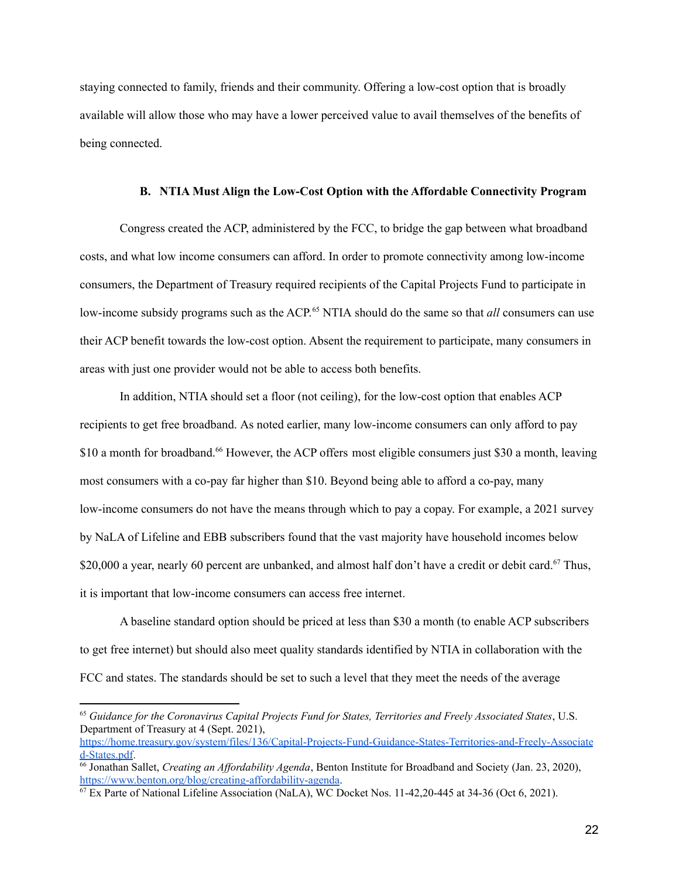staying connected to family, friends and their community. Offering a low-cost option that is broadly available will allow those who may have a lower perceived value to avail themselves of the benefits of being connected.

### B. NTIA Must Align the Low-Cost Option with the Affordable Connectivity Program

Congress created the ACP, administered by the FCC, to bridge the gap between what broadband costs, and what low income consumers can afford. In order to promote connectivity among low-income consumers, the Department of Treasury required recipients of the Capital Projects Fund to participate in low-income subsidy programs such as the ACP.[65] NTIA should do the same so that *all* consumers can use their ACP benefit towards the low-cost option. Absent the requirement to participate, many consumers in areas with just one provider would not be able to access both benefits.

In addition, NTIA should set a floor (not ceiling), for the low-cost option that enables ACP recipients to get free broadband. As noted earlier, many low-income consumers can only afford to pay $10 a month for broadband.[66] However, the ACP offers most eligible consumers just $30 a month, leaving most consumers with a co-pay far higher than $10. Beyond being able to afford a co-pay, many low-income consumers do not have the means through which to pay a copay. For example, a 2021 survey by NaLA of Lifeline and EBB subscribers found that the vast majority have household incomes below $20,000 a year, nearly 60 percent are unbanked, and almost half don't have a credit or debit card.[67] Thus, it is important that low-income consumers can access free internet.

A baseline standard option should be priced at less than $30 a month (to enable ACP subscribers to get free internet) but should also meet quality standards identified by NTIA in collaboration with the FCC and states. The standards should be set to such a level that they meet the needs of the average

---

[65] *Guidance for the Coronavirus Capital Projects Fund for States, Territories and Freely Associated States*, U.S. Department of Treasury at 4 (Sept. 2021), https://home.treasury.gov/system/files/136/Capital-Projects-Fund-Guidance-States-Territories-and-Freely-Associated-States.pdf.

[66] Jonathan Sallet, *Creating an Affordability Agenda*, Benton Institute for Broadband and Society (Jan. 23, 2020), https://www.benton.org/blog/creating-affordability-agenda.

[67] Ex Parte of National Lifeline Association (NaLA), WC Docket Nos. 11-42,20-445 at 34-36 (Oct 6, 2021).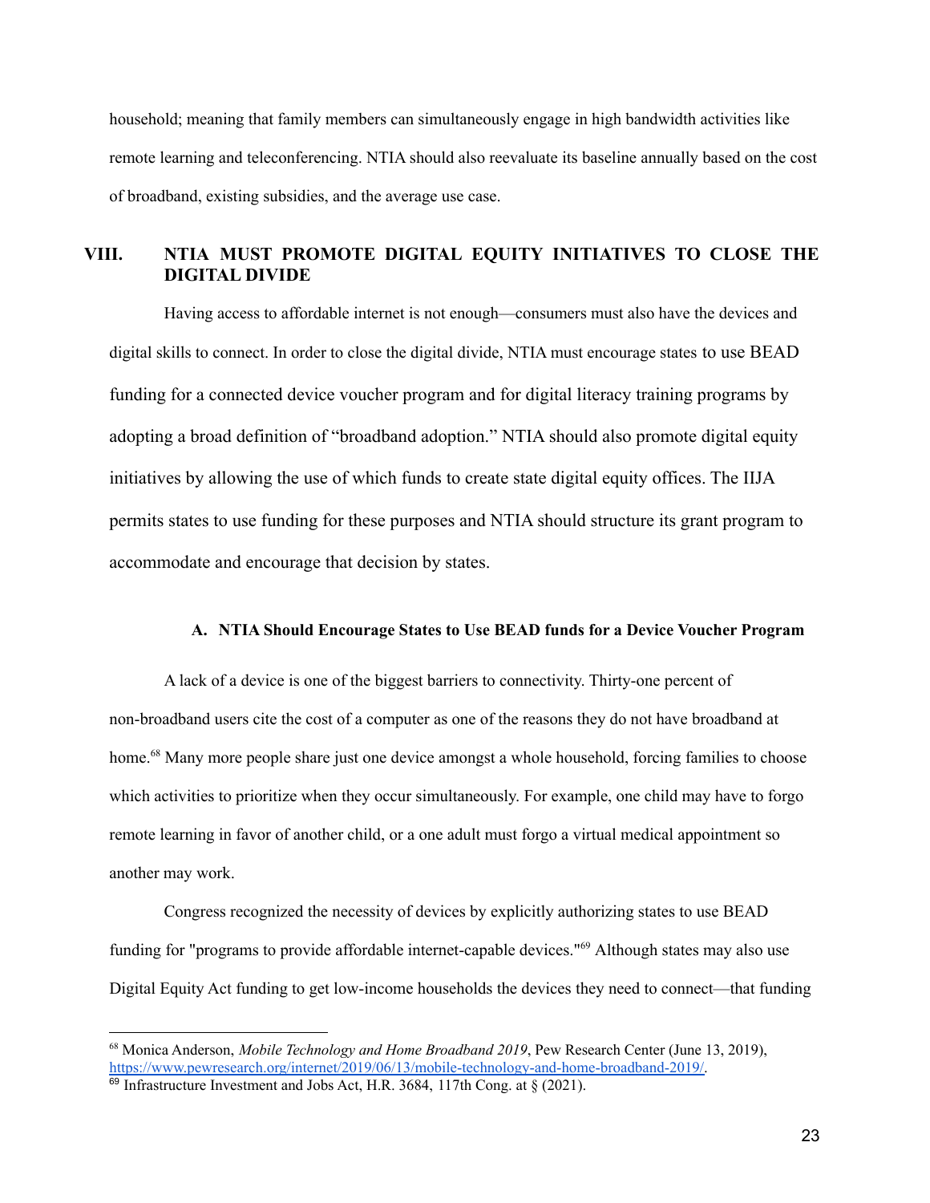household; meaning that family members can simultaneously engage in high bandwidth activities like remote learning and teleconferencing. NTIA should also reevaluate its baseline annually based on the cost of broadband, existing subsidies, and the average use case.

## VIII. NTIA MUST PROMOTE DIGITAL EQUITY INITIATIVES TO CLOSE THE DIGITAL DIVIDE

Having access to affordable internet is not enough—consumers must also have the devices and digital skills to connect. In order to close the digital divide, NTIA must encourage states to use BEAD funding for a connected device voucher program and for digital literacy training programs by adopting a broad definition of "broadband adoption." NTIA should also promote digital equity initiatives by allowing the use of which funds to create state digital equity offices. The IIJA permits states to use funding for these purposes and NTIA should structure its grant program to accommodate and encourage that decision by states.

### A. NTIA Should Encourage States to Use BEAD funds for a Device Voucher Program

A lack of a device is one of the biggest barriers to connectivity. Thirty-one percent of non-broadband users cite the cost of a computer as one of the reasons they do not have broadband at home.[68] Many more people share just one device amongst a whole household, forcing families to choose which activities to prioritize when they occur simultaneously. For example, one child may have to forgo remote learning in favor of another child, or a one adult must forgo a virtual medical appointment so another may work.

Congress recognized the necessity of devices by explicitly authorizing states to use BEAD funding for "programs to provide affordable internet-capable devices."[69] Although states may also use Digital Equity Act funding to get low-income households the devices they need to connect—that funding

---

[68] Monica Anderson, *Mobile Technology and Home Broadband 2019*, Pew Research Center (June 13, 2019), https://www.pewresearch.org/internet/2019/06/13/mobile-technology-and-home-broadband-2019/.

[69] Infrastructure Investment and Jobs Act, H.R. 3684, 117th Cong. at § (2021).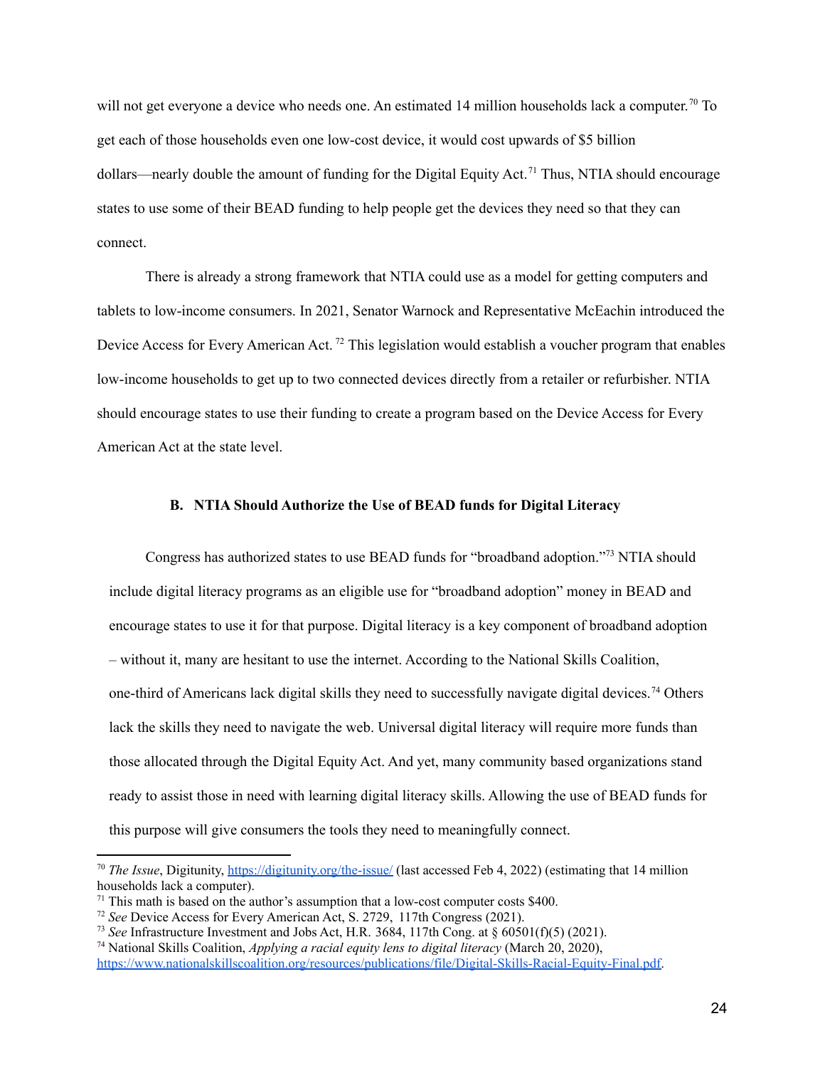will not get everyone a device who needs one. An estimated 14 million households lack a computer.[70] To get each of those households even one low-cost device, it would cost upwards of $5 billion dollars—nearly double the amount of funding for the Digital Equity Act.[71] Thus, NTIA should encourage states to use some of their BEAD funding to help people get the devices they need so that they can connect.

There is already a strong framework that NTIA could use as a model for getting computers and tablets to low-income consumers. In 2021, Senator Warnock and Representative McEachin introduced the Device Access for Every American Act.[72] This legislation would establish a voucher program that enables low-income households to get up to two connected devices directly from a retailer or refurbisher. NTIA should encourage states to use their funding to create a program based on the Device Access for Every American Act at the state level.

### B. NTIA Should Authorize the Use of BEAD funds for Digital Literacy

Congress has authorized states to use BEAD funds for "broadband adoption."[73] NTIA should include digital literacy programs as an eligible use for "broadband adoption" money in BEAD and encourage states to use it for that purpose. Digital literacy is a key component of broadband adoption – without it, many are hesitant to use the internet. According to the National Skills Coalition, one-third of Americans lack digital skills they need to successfully navigate digital devices.[74] Others lack the skills they need to navigate the web. Universal digital literacy will require more funds than those allocated through the Digital Equity Act. And yet, many community based organizations stand ready to assist those in need with learning digital literacy skills. Allowing the use of BEAD funds for this purpose will give consumers the tools they need to meaningfully connect.

---

[70] *The Issue*, Digitunity, https://digitunity.org/the-issue/ (last accessed Feb 4, 2022) (estimating that 14 million households lack a computer).

[71] This math is based on the author's assumption that a low-cost computer costs $400.

[72] *See* Device Access for Every American Act, S. 2729, 117th Congress (2021).

[73] *See* Infrastructure Investment and Jobs Act, H.R. 3684, 117th Cong. at § 60501(f)(5) (2021).

[74] National Skills Coalition, *Applying a racial equity lens to digital literacy* (March 20, 2020), https://www.nationalskillscoalition.org/resources/publications/file/Digital-Skills-Racial-Equity-Final.pdf.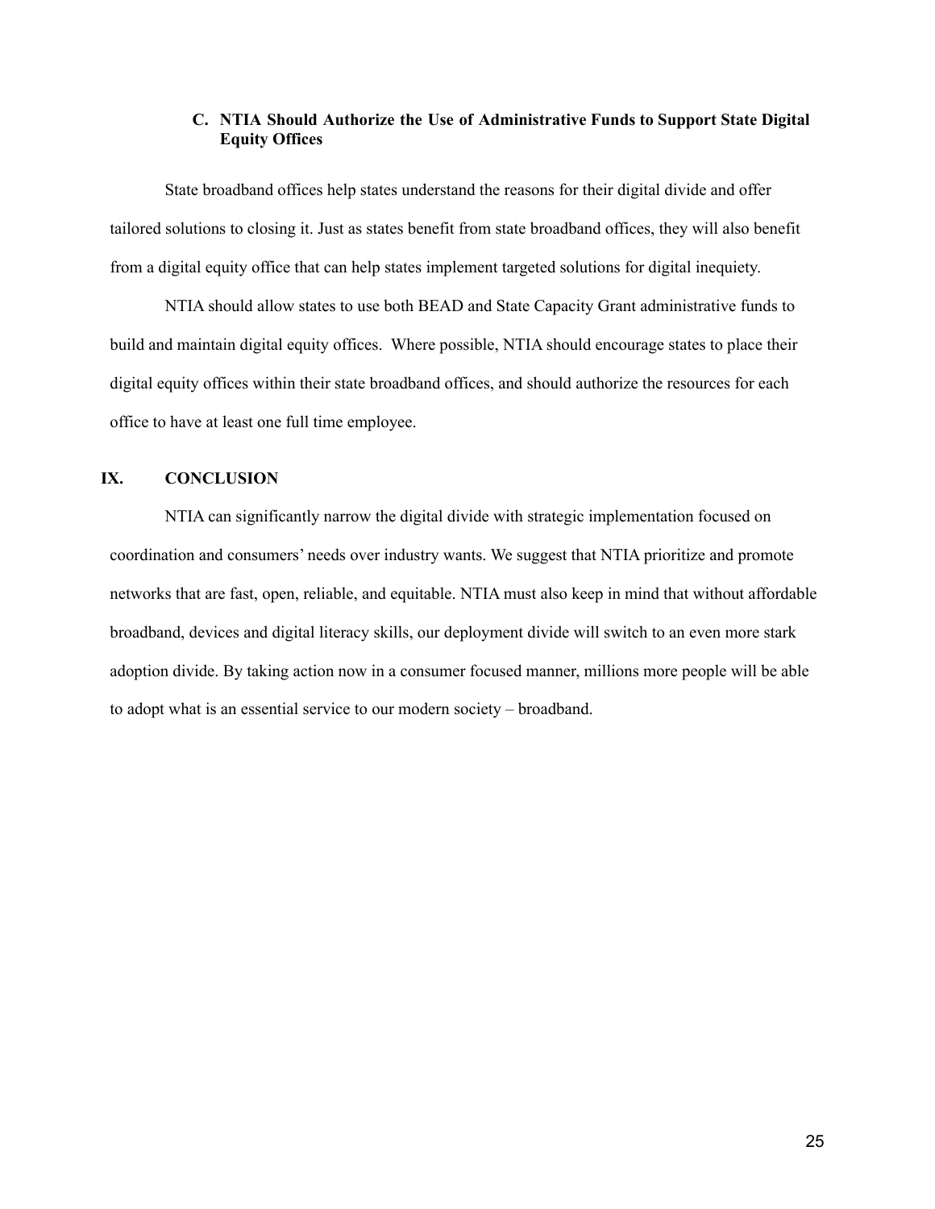### C. NTIA Should Authorize the Use of Administrative Funds to Support State Digital Equity Offices

State broadband offices help states understand the reasons for their digital divide and offer tailored solutions to closing it. Just as states benefit from state broadband offices, they will also benefit from a digital equity office that can help states implement targeted solutions for digital inequiety.

NTIA should allow states to use both BEAD and State Capacity Grant administrative funds to build and maintain digital equity offices. Where possible, NTIA should encourage states to place their digital equity offices within their state broadband offices, and should authorize the resources for each office to have at least one full time employee.

## IX. CONCLUSION

NTIA can significantly narrow the digital divide with strategic implementation focused on coordination and consumers' needs over industry wants. We suggest that NTIA prioritize and promote networks that are fast, open, reliable, and equitable. NTIA must also keep in mind that without affordable broadband, devices and digital literacy skills, our deployment divide will switch to an even more stark adoption divide. By taking action now in a consumer focused manner, millions more people will be able to adopt what is an essential service to our modern society – broadband.